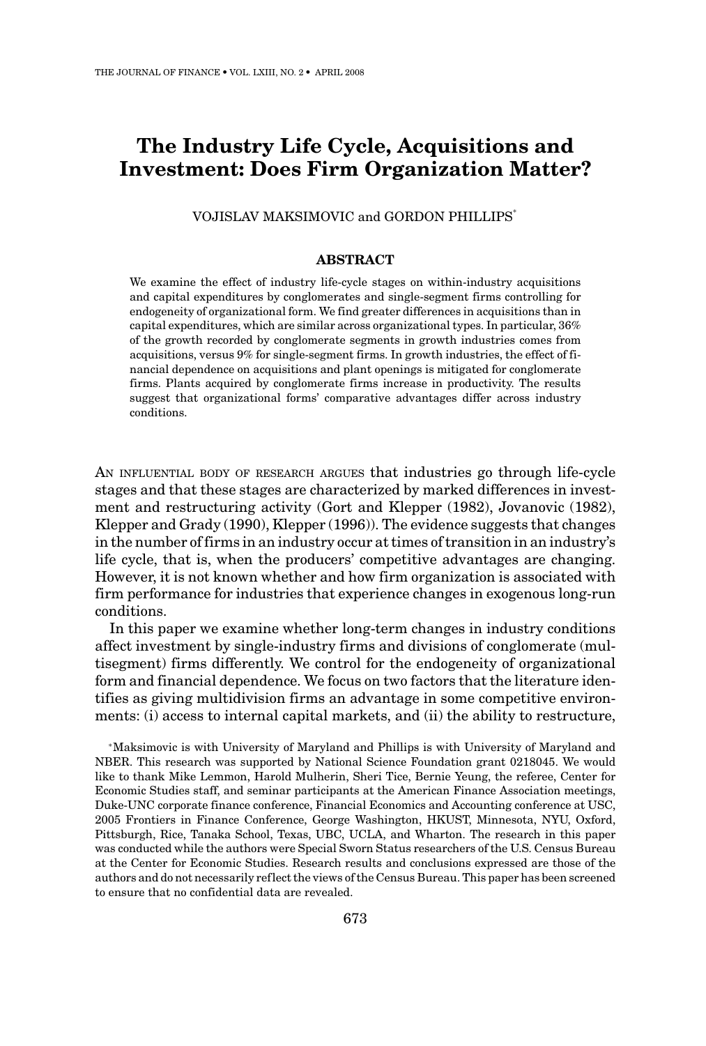# The Industry Life Cycle, Acquisitions and Investment: Does Firm Organization Matter?

VOJISLAV MAKSIMOVIC and GORDON PHILLIPS*

## ABSTRACT

We examine the effect of industry life-cycle stages on within-industry acquisitions and capital expenditures by conglomerates and single-segment firms controlling for endogeneity of organizational form. We find greater differences in acquisitions than in capital expenditures, which are similar across organizational types. In particular, 36% of the growth recorded by conglomerate segments in growth industries comes from acquisitions, versus 9% for single-segment firms. In growth industries, the effect of financial dependence on acquisitions and plant openings is mitigated for conglomerate firms. Plants acquired by conglomerate firms increase in productivity. The results suggest that organizational forms' comparative advantages differ across industry conditions.

An influential body of research argues that industries go through life-cycle stages and that these stages are characterized by marked differences in investment and restructuring activity (Gort and Klepper (1982), Jovanovic (1982), Klepper and Grady (1990), Klepper (1996)). The evidence suggests that changes in the number of firms in an industry occur at times of transition in an industry's life cycle, that is, when the producers' competitive advantages are changing. However, it is not known whether and how firm organization is associated with firm performance for industries that experience changes in exogenous long-run conditions.

In this paper we examine whether long-term changes in industry conditions affect investment by single-industry firms and divisions of conglomerate (multisegment) firms differently. We control for the endogeneity of organizational form and financial dependence. We focus on two factors that the literature identifies as giving multidivision firms an advantage in some competitive environments: (i) access to internal capital markets, and (ii) the ability to restructure,

*Maksimovic is with University of Maryland and Phillips is with University of Maryland and NBER. This research was supported by National Science Foundation grant 0218045. We would like to thank Mike Lemmon, Harold Mulherin, Sheri Tice, Bernie Yeung, the referee, Center for Economic Studies staff, and seminar participants at the American Finance Association meetings, Duke-UNC corporate finance conference, Financial Economics and Accounting conference at USC, 2005 Frontiers in Finance Conference, George Washington, HKUST, Minnesota, NYU, Oxford, Pittsburgh, Rice, Tanaka School, Texas, UBC, UCLA, and Wharton. The research in this paper was conducted while the authors were Special Sworn Status researchers of the U.S. Census Bureau at the Center for Economic Studies. Research results and conclusions expressed are those of the authors and do not necessarily reflect the views of the Census Bureau. This paper has been screened to ensure that no confidential data are revealed.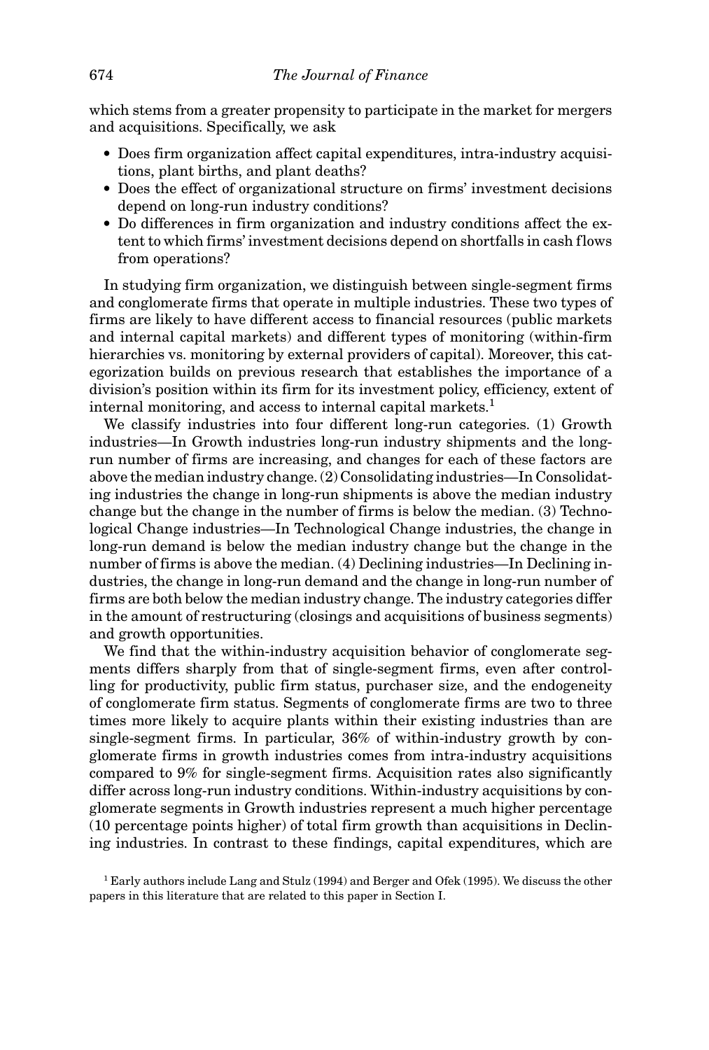which stems from a greater propensity to participate in the market for mergers and acquisitions. Specifically, we ask

- Does firm organization affect capital expenditures, intra-industry acquisitions, plant births, and plant deaths?
- Does the effect of organizational structure on firms' investment decisions depend on long-run industry conditions?
- Do differences in firm organization and industry conditions affect the extent to which firms' investment decisions depend on shortfalls in cash flows from operations?

In studying firm organization, we distinguish between single-segment firms and conglomerate firms that operate in multiple industries. These two types of firms are likely to have different access to financial resources (public markets and internal capital markets) and different types of monitoring (within-firm hierarchies vs. monitoring by external providers of capital). Moreover, this categorization builds on previous research that establishes the importance of a division's position within its firm for its investment policy, efficiency, extent of internal monitoring, and access to internal capital markets.[1]

We classify industries into four different long-run categories. (1) Growth industries—In Growth industries long-run industry shipments and the long-run number of firms are increasing, and changes for each of these factors are above the median industry change. (2) Consolidating industries—In Consolidating industries the change in long-run shipments is above the median industry change but the change in the number of firms is below the median. (3) Technological Change industries—In Technological Change industries, the change in long-run demand is below the median industry change but the change in the number of firms is above the median. (4) Declining industries—In Declining industries, the change in long-run demand and the change in long-run number of firms are both below the median industry change. The industry categories differ in the amount of restructuring (closings and acquisitions of business segments) and growth opportunities.

We find that the within-industry acquisition behavior of conglomerate segments differs sharply from that of single-segment firms, even after controlling for productivity, public firm status, purchaser size, and the endogeneity of conglomerate firm status. Segments of conglomerate firms are two to three times more likely to acquire plants within their existing industries than are single-segment firms. In particular, 36% of within-industry growth by conglomerate firms in growth industries comes from intra-industry acquisitions compared to 9% for single-segment firms. Acquisition rates also significantly differ across long-run industry conditions. Within-industry acquisitions by conglomerate segments in Growth industries represent a much higher percentage (10 percentage points higher) of total firm growth than acquisitions in Declining industries. In contrast to these findings, capital expenditures, which are

[1] Early authors include Lang and Stulz (1994) and Berger and Ofek (1995). We discuss the other papers in this literature that are related to this paper in Section I.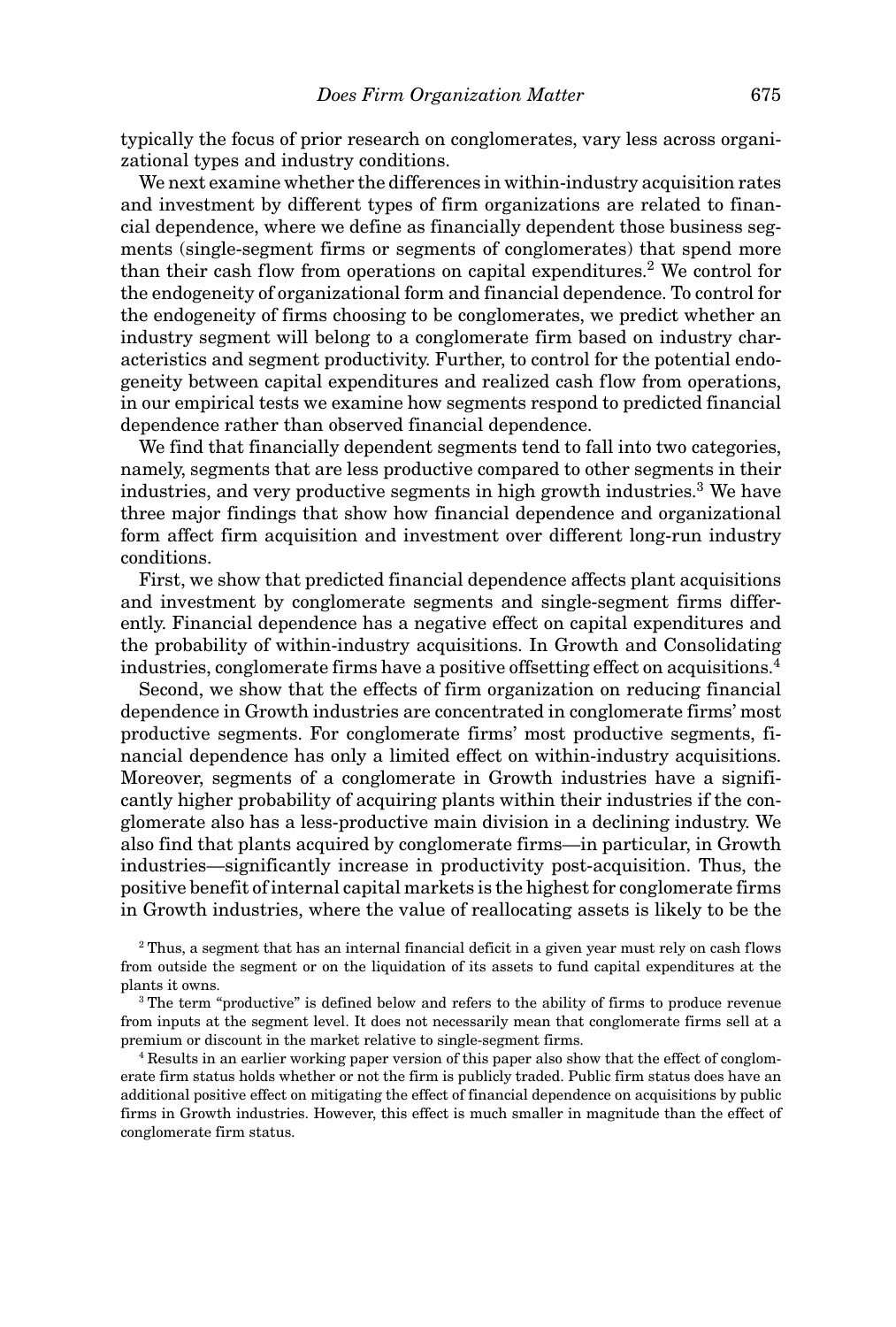typically the focus of prior research on conglomerates, vary less across organizational types and industry conditions.

We next examine whether the differences in within-industry acquisition rates and investment by different types of firm organizations are related to financial dependence, where we define as financially dependent those business segments (single-segment firms or segments of conglomerates) that spend more than their cash flow from operations on capital expenditures.[2] We control for the endogeneity of organizational form and financial dependence. To control for the endogeneity of firms choosing to be conglomerates, we predict whether an industry segment will belong to a conglomerate firm based on industry characteristics and segment productivity. Further, to control for the potential endogeneity between capital expenditures and realized cash flow from operations, in our empirical tests we examine how segments respond to predicted financial dependence rather than observed financial dependence.

We find that financially dependent segments tend to fall into two categories, namely, segments that are less productive compared to other segments in their industries, and very productive segments in high growth industries.[3] We have three major findings that show how financial dependence and organizational form affect firm acquisition and investment over different long-run industry conditions.

First, we show that predicted financial dependence affects plant acquisitions and investment by conglomerate segments and single-segment firms differently. Financial dependence has a negative effect on capital expenditures and the probability of within-industry acquisitions. In Growth and Consolidating industries, conglomerate firms have a positive offsetting effect on acquisitions.[4]

Second, we show that the effects of firm organization on reducing financial dependence in Growth industries are concentrated in conglomerate firms' most productive segments. For conglomerate firms' most productive segments, financial dependence has only a limited effect on within-industry acquisitions. Moreover, segments of a conglomerate in Growth industries have a significantly higher probability of acquiring plants within their industries if the conglomerate also has a less-productive main division in a declining industry. We also find that plants acquired by conglomerate firms—in particular, in Growth industries—significantly increase in productivity post-acquisition. Thus, the positive benefit of internal capital markets is the highest for conglomerate firms in Growth industries, where the value of reallocating assets is likely to be the

[2] Thus, a segment that has an internal financial deficit in a given year must rely on cash flows from outside the segment or on the liquidation of its assets to fund capital expenditures at the plants it owns.

[3] The term "productive" is defined below and refers to the ability of firms to produce revenue from inputs at the segment level. It does not necessarily mean that conglomerate firms sell at a premium or discount in the market relative to single-segment firms.

[4] Results in an earlier working paper version of this paper also show that the effect of conglomerate firm status holds whether or not the firm is publicly traded. Public firm status does have an additional positive effect on mitigating the effect of financial dependence on acquisitions by public firms in Growth industries. However, this effect is much smaller in magnitude than the effect of conglomerate firm status.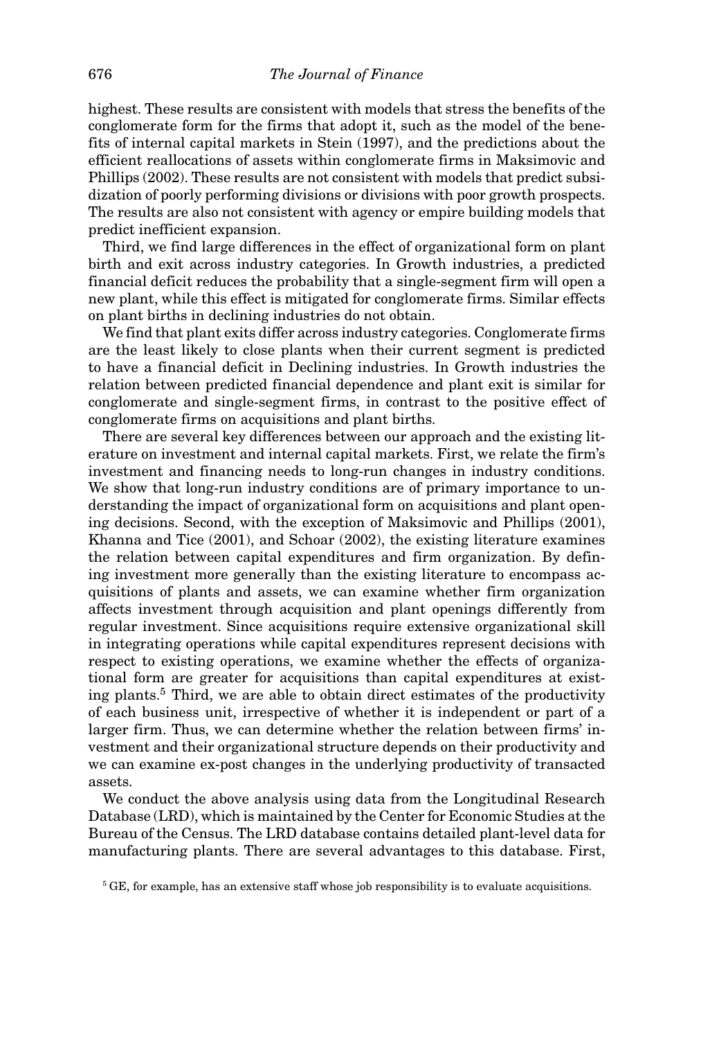highest. These results are consistent with models that stress the benefits of the conglomerate form for the firms that adopt it, such as the model of the benefits of internal capital markets in Stein (1997), and the predictions about the efficient reallocations of assets within conglomerate firms in Maksimovic and Phillips (2002). These results are not consistent with models that predict subsidization of poorly performing divisions or divisions with poor growth prospects. The results are also not consistent with agency or empire building models that predict inefficient expansion.

Third, we find large differences in the effect of organizational form on plant birth and exit across industry categories. In Growth industries, a predicted financial deficit reduces the probability that a single-segment firm will open a new plant, while this effect is mitigated for conglomerate firms. Similar effects on plant births in declining industries do not obtain.

We find that plant exits differ across industry categories. Conglomerate firms are the least likely to close plants when their current segment is predicted to have a financial deficit in Declining industries. In Growth industries the relation between predicted financial dependence and plant exit is similar for conglomerate and single-segment firms, in contrast to the positive effect of conglomerate firms on acquisitions and plant births.

There are several key differences between our approach and the existing literature on investment and internal capital markets. First, we relate the firm's investment and financing needs to long-run changes in industry conditions. We show that long-run industry conditions are of primary importance to understanding the impact of organizational form on acquisitions and plant opening decisions. Second, with the exception of Maksimovic and Phillips (2001), Khanna and Tice (2001), and Schoar (2002), the existing literature examines the relation between capital expenditures and firm organization. By defining investment more generally than the existing literature to encompass acquisitions of plants and assets, we can examine whether firm organization affects investment through acquisition and plant openings differently from regular investment. Since acquisitions require extensive organizational skill in integrating operations while capital expenditures represent decisions with respect to existing operations, we examine whether the effects of organizational form are greater for acquisitions than capital expenditures at existing plants.[5] Third, we are able to obtain direct estimates of the productivity of each business unit, irrespective of whether it is independent or part of a larger firm. Thus, we can determine whether the relation between firms' investment and their organizational structure depends on their productivity and we can examine ex-post changes in the underlying productivity of transacted assets.

We conduct the above analysis using data from the Longitudinal Research Database (LRD), which is maintained by the Center for Economic Studies at the Bureau of the Census. The LRD database contains detailed plant-level data for manufacturing plants. There are several advantages to this database. First,

[5] GE, for example, has an extensive staff whose job responsibility is to evaluate acquisitions.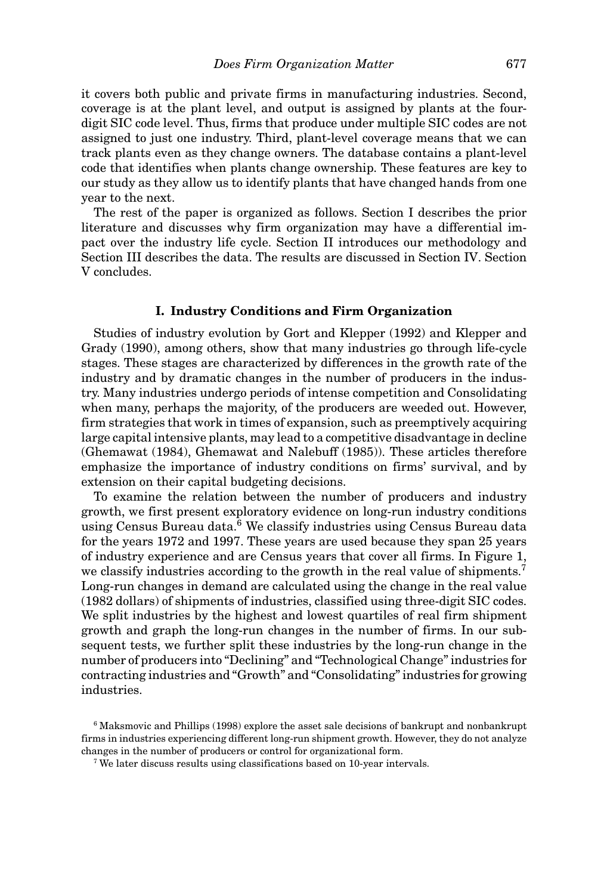it covers both public and private firms in manufacturing industries. Second, coverage is at the plant level, and output is assigned by plants at the four-digit SIC code level. Thus, firms that produce under multiple SIC codes are not assigned to just one industry. Third, plant-level coverage means that we can track plants even as they change owners. The database contains a plant-level code that identifies when plants change ownership. These features are key to our study as they allow us to identify plants that have changed hands from one year to the next.

The rest of the paper is organized as follows. Section I describes the prior literature and discusses why firm organization may have a differential impact over the industry life cycle. Section II introduces our methodology and Section III describes the data. The results are discussed in Section IV. Section V concludes.

## I. Industry Conditions and Firm Organization

Studies of industry evolution by Gort and Klepper (1992) and Klepper and Grady (1990), among others, show that many industries go through life-cycle stages. These stages are characterized by differences in the growth rate of the industry and by dramatic changes in the number of producers in the industry. Many industries undergo periods of intense competition and Consolidating when many, perhaps the majority, of the producers are weeded out. However, firm strategies that work in times of expansion, such as preemptively acquiring large capital intensive plants, may lead to a competitive disadvantage in decline (Ghemawat (1984), Ghemawat and Nalebuff (1985)). These articles therefore emphasize the importance of industry conditions on firms' survival, and by extension on their capital budgeting decisions.

To examine the relation between the number of producers and industry growth, we first present exploratory evidence on long-run industry conditions using Census Bureau data.[6] We classify industries using Census Bureau data for the years 1972 and 1997. These years are used because they span 25 years of industry experience and are Census years that cover all firms. In Figure 1, we classify industries according to the growth in the real value of shipments.[7] Long-run changes in demand are calculated using the change in the real value (1982 dollars) of shipments of industries, classified using three-digit SIC codes. We split industries by the highest and lowest quartiles of real firm shipment growth and graph the long-run changes in the number of firms. In our subsequent tests, we further split these industries by the long-run change in the number of producers into "Declining" and "Technological Change" industries for contracting industries and "Growth" and "Consolidating" industries for growing industries.

[6] Maksmovic and Phillips (1998) explore the asset sale decisions of bankrupt and nonbankrupt firms in industries experiencing different long-run shipment growth. However, they do not analyze changes in the number of producers or control for organizational form.

[7] We later discuss results using classifications based on 10-year intervals.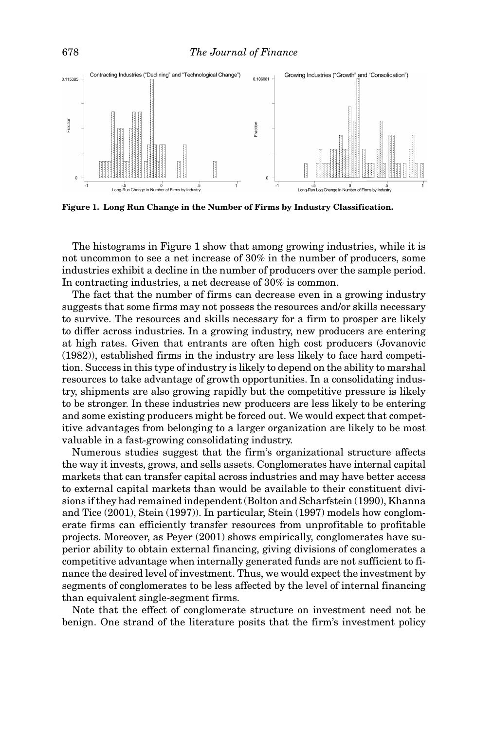**Figure 1. Long Run Change in the Number of Firms by Industry Classification.**

The histograms in Figure 1 show that among growing industries, while it is not uncommon to see a net increase of 30% in the number of producers, some industries exhibit a decline in the number of producers over the sample period. In contracting industries, a net decrease of 30% is common.

The fact that the number of firms can decrease even in a growing industry suggests that some firms may not possess the resources and/or skills necessary to survive. The resources and skills necessary for a firm to prosper are likely to differ across industries. In a growing industry, new producers are entering at high rates. Given that entrants are often high cost producers (Jovanovic (1982)), established firms in the industry are less likely to face hard competition. Success in this type of industry is likely to depend on the ability to marshal resources to take advantage of growth opportunities. In a consolidating industry, shipments are also growing rapidly but the competitive pressure is likely to be stronger. In these industries new producers are less likely to be entering and some existing producers might be forced out. We would expect that competitive advantages from belonging to a larger organization are likely to be most valuable in a fast-growing consolidating industry.

Numerous studies suggest that the firm's organizational structure affects the way it invests, grows, and sells assets. Conglomerates have internal capital markets that can transfer capital across industries and may have better access to external capital markets than would be available to their constituent divisions if they had remained independent (Bolton and Scharfstein (1990), Khanna and Tice (2001), Stein (1997)). In particular, Stein (1997) models how conglomerate firms can efficiently transfer resources from unprofitable to profitable projects. Moreover, as Peyer (2001) shows empirically, conglomerates have superior ability to obtain external financing, giving divisions of conglomerates a competitive advantage when internally generated funds are not sufficient to finance the desired level of investment. Thus, we would expect the investment by segments of conglomerates to be less affected by the level of internal financing than equivalent single-segment firms.

Note that the effect of conglomerate structure on investment need not be benign. One strand of the literature posits that the firm's investment policy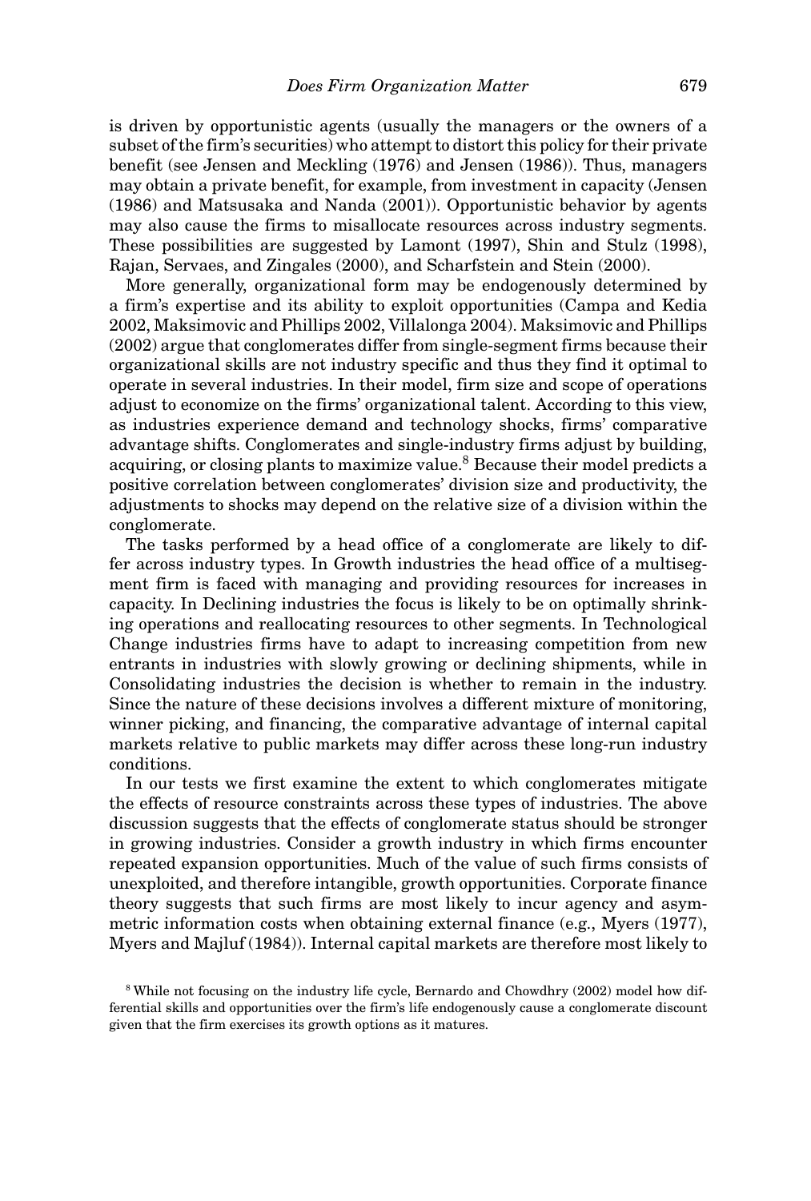is driven by opportunistic agents (usually the managers or the owners of a subset of the firm's securities) who attempt to distort this policy for their private benefit (see Jensen and Meckling (1976) and Jensen (1986)). Thus, managers may obtain a private benefit, for example, from investment in capacity (Jensen (1986) and Matsusaka and Nanda (2001)). Opportunistic behavior by agents may also cause the firms to misallocate resources across industry segments. These possibilities are suggested by Lamont (1997), Shin and Stulz (1998), Rajan, Servaes, and Zingales (2000), and Scharfstein and Stein (2000).

More generally, organizational form may be endogenously determined by a firm's expertise and its ability to exploit opportunities (Campa and Kedia 2002, Maksimovic and Phillips 2002, Villalonga 2004). Maksimovic and Phillips (2002) argue that conglomerates differ from single-segment firms because their organizational skills are not industry specific and thus they find it optimal to operate in several industries. In their model, firm size and scope of operations adjust to economize on the firms' organizational talent. According to this view, as industries experience demand and technology shocks, firms' comparative advantage shifts. Conglomerates and single-industry firms adjust by building, acquiring, or closing plants to maximize value.[8] Because their model predicts a positive correlation between conglomerates' division size and productivity, the adjustments to shocks may depend on the relative size of a division within the conglomerate.

The tasks performed by a head office of a conglomerate are likely to differ across industry types. In Growth industries the head office of a multisegment firm is faced with managing and providing resources for increases in capacity. In Declining industries the focus is likely to be on optimally shrinking operations and reallocating resources to other segments. In Technological Change industries firms have to adapt to increasing competition from new entrants in industries with slowly growing or declining shipments, while in Consolidating industries the decision is whether to remain in the industry. Since the nature of these decisions involves a different mixture of monitoring, winner picking, and financing, the comparative advantage of internal capital markets relative to public markets may differ across these long-run industry conditions.

In our tests we first examine the extent to which conglomerates mitigate the effects of resource constraints across these types of industries. The above discussion suggests that the effects of conglomerate status should be stronger in growing industries. Consider a growth industry in which firms encounter repeated expansion opportunities. Much of the value of such firms consists of unexploited, and therefore intangible, growth opportunities. Corporate finance theory suggests that such firms are most likely to incur agency and asymmetric information costs when obtaining external finance (e.g., Myers (1977), Myers and Majluf (1984)). Internal capital markets are therefore most likely to

[8] While not focusing on the industry life cycle, Bernardo and Chowdhry (2002) model how differential skills and opportunities over the firm's life endogenously cause a conglomerate discount given that the firm exercises its growth options as it matures.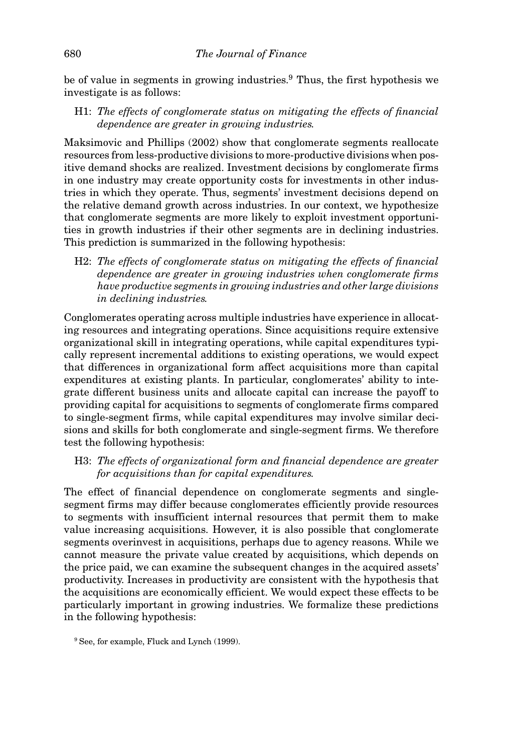be of value in segments in growing industries.[9] Thus, the first hypothesis we investigate is as follows:

> H1: *The effects of conglomerate status on mitigating the effects of financial dependence are greater in growing industries.*

Maksimovic and Phillips (2002) show that conglomerate segments reallocate resources from less-productive divisions to more-productive divisions when positive demand shocks are realized. Investment decisions by conglomerate firms in one industry may create opportunity costs for investments in other industries in which they operate. Thus, segments' investment decisions depend on the relative demand growth across industries. In our context, we hypothesize that conglomerate segments are more likely to exploit investment opportunities in growth industries if their other segments are in declining industries. This prediction is summarized in the following hypothesis:

> H2: *The effects of conglomerate status on mitigating the effects of financial dependence are greater in growing industries when conglomerate firms have productive segments in growing industries and other large divisions in declining industries.*

Conglomerates operating across multiple industries have experience in allocating resources and integrating operations. Since acquisitions require extensive organizational skill in integrating operations, while capital expenditures typically represent incremental additions to existing operations, we would expect that differences in organizational form affect acquisitions more than capital expenditures at existing plants. In particular, conglomerates' ability to integrate different business units and allocate capital can increase the payoff to providing capital for acquisitions to segments of conglomerate firms compared to single-segment firms, while capital expenditures may involve similar decisions and skills for both conglomerate and single-segment firms. We therefore test the following hypothesis:

> H3: *The effects of organizational form and financial dependence are greater for acquisitions than for capital expenditures.*

The effect of financial dependence on conglomerate segments and single-segment firms may differ because conglomerates efficiently provide resources to segments with insufficient internal resources that permit them to make value increasing acquisitions. However, it is also possible that conglomerate segments overinvest in acquisitions, perhaps due to agency reasons. While we cannot measure the private value created by acquisitions, which depends on the price paid, we can examine the subsequent changes in the acquired assets' productivity. Increases in productivity are consistent with the hypothesis that the acquisitions are economically efficient. We would expect these effects to be particularly important in growing industries. We formalize these predictions in the following hypothesis:

[9] See, for example, Fluck and Lynch (1999).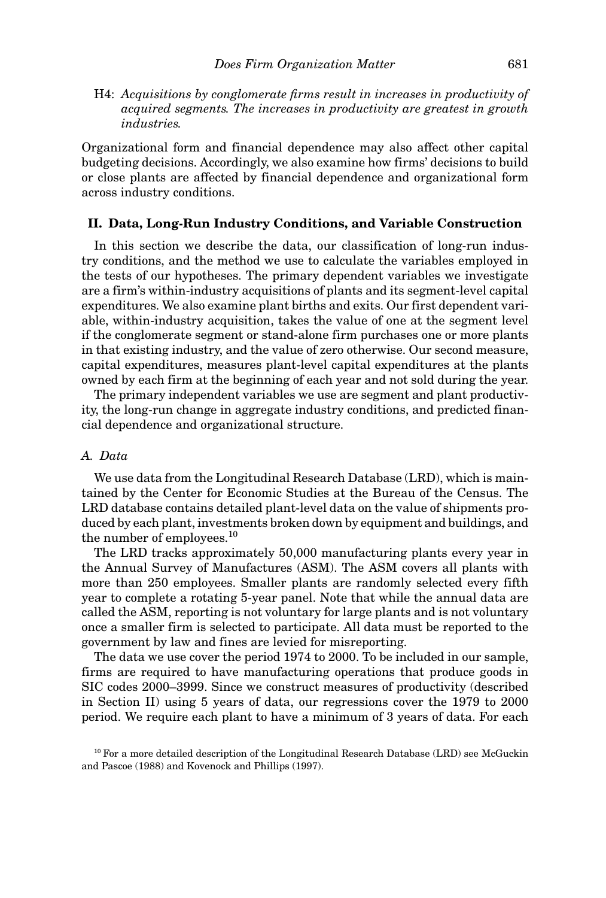H4: *Acquisitions by conglomerate firms result in increases in productivity of acquired segments. The increases in productivity are greatest in growth industries.*

Organizational form and financial dependence may also affect other capital budgeting decisions. Accordingly, we also examine how firms' decisions to build or close plants are affected by financial dependence and organizational form across industry conditions.

## II. Data, Long-Run Industry Conditions, and Variable Construction

In this section we describe the data, our classification of long-run industry conditions, and the method we use to calculate the variables employed in the tests of our hypotheses. The primary dependent variables we investigate are a firm's within-industry acquisitions of plants and its segment-level capital expenditures. We also examine plant births and exits. Our first dependent variable, within-industry acquisition, takes the value of one at the segment level if the conglomerate segment or stand-alone firm purchases one or more plants in that existing industry, and the value of zero otherwise. Our second measure, capital expenditures, measures plant-level capital expenditures at the plants owned by each firm at the beginning of each year and not sold during the year.

The primary independent variables we use are segment and plant productivity, the long-run change in aggregate industry conditions, and predicted financial dependence and organizational structure.

### *A. Data*

We use data from the Longitudinal Research Database (LRD), which is maintained by the Center for Economic Studies at the Bureau of the Census. The LRD database contains detailed plant-level data on the value of shipments produced by each plant, investments broken down by equipment and buildings, and the number of employees.[10]

The LRD tracks approximately 50,000 manufacturing plants every year in the Annual Survey of Manufactures (ASM). The ASM covers all plants with more than 250 employees. Smaller plants are randomly selected every fifth year to complete a rotating 5-year panel. Note that while the annual data are called the ASM, reporting is not voluntary for large plants and is not voluntary once a smaller firm is selected to participate. All data must be reported to the government by law and fines are levied for misreporting.

The data we use cover the period 1974 to 2000. To be included in our sample, firms are required to have manufacturing operations that produce goods in SIC codes 2000–3999. Since we construct measures of productivity (described in Section II) using 5 years of data, our regressions cover the 1979 to 2000 period. We require each plant to have a minimum of 3 years of data. For each

[10] For a more detailed description of the Longitudinal Research Database (LRD) see McGuckin and Pascoe (1988) and Kovenock and Phillips (1997).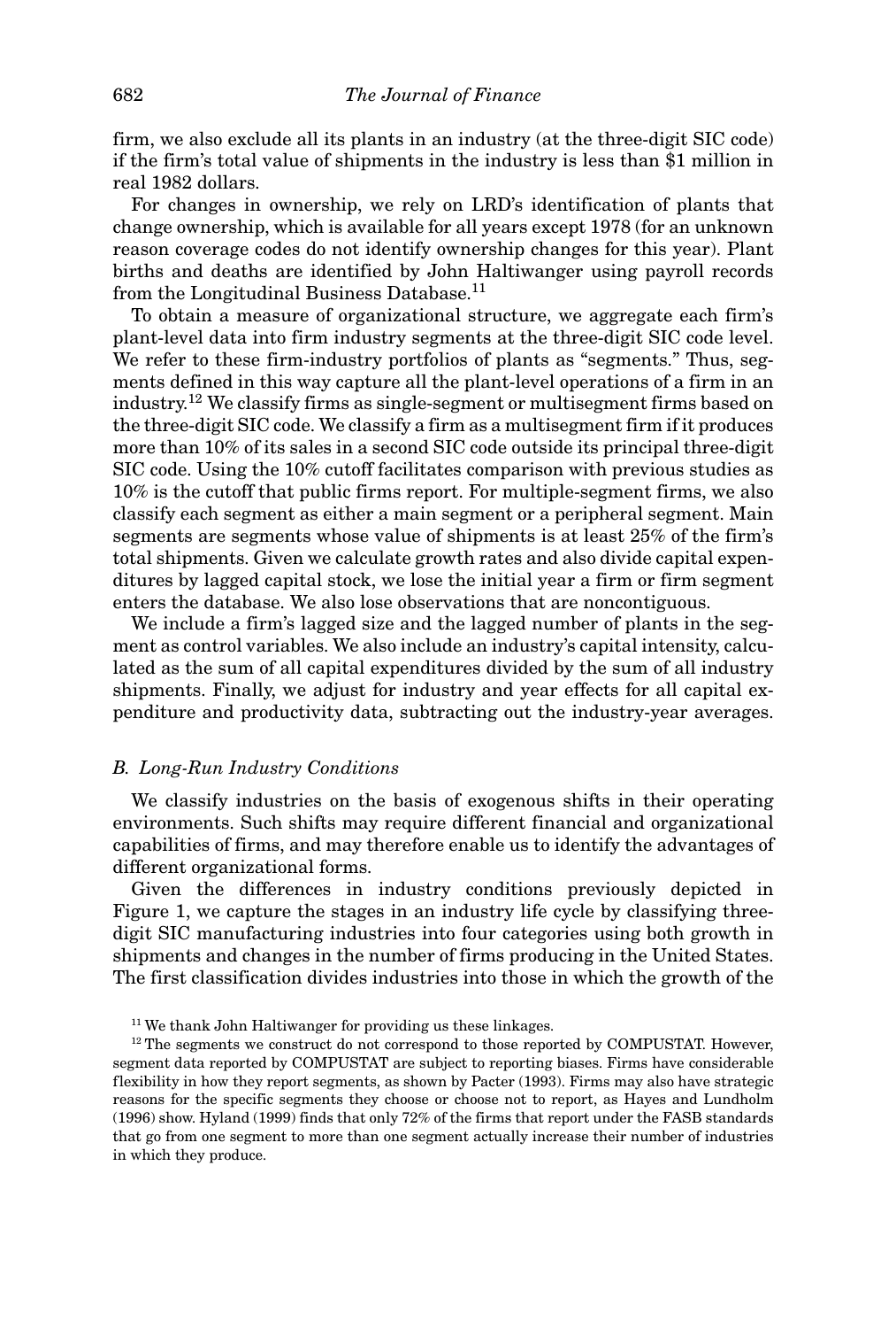firm, we also exclude all its plants in an industry (at the three-digit SIC code) if the firm's total value of shipments in the industry is less than $1 million in real 1982 dollars.

For changes in ownership, we rely on LRD's identification of plants that change ownership, which is available for all years except 1978 (for an unknown reason coverage codes do not identify ownership changes for this year). Plant births and deaths are identified by John Haltiwanger using payroll records from the Longitudinal Business Database.[11]

To obtain a measure of organizational structure, we aggregate each firm's plant-level data into firm industry segments at the three-digit SIC code level. We refer to these firm-industry portfolios of plants as "segments." Thus, segments defined in this way capture all the plant-level operations of a firm in an industry.[12] We classify firms as single-segment or multisegment firms based on the three-digit SIC code. We classify a firm as a multisegment firm if it produces more than 10% of its sales in a second SIC code outside its principal three-digit SIC code. Using the 10% cutoff facilitates comparison with previous studies as 10% is the cutoff that public firms report. For multiple-segment firms, we also classify each segment as either a main segment or a peripheral segment. Main segments are segments whose value of shipments is at least 25% of the firm's total shipments. Given we calculate growth rates and also divide capital expenditures by lagged capital stock, we lose the initial year a firm or firm segment enters the database. We also lose observations that are noncontiguous.

We include a firm's lagged size and the lagged number of plants in the segment as control variables. We also include an industry's capital intensity, calculated as the sum of all capital expenditures divided by the sum of all industry shipments. Finally, we adjust for industry and year effects for all capital expenditure and productivity data, subtracting out the industry-year averages.

### *B. Long-Run Industry Conditions*

We classify industries on the basis of exogenous shifts in their operating environments. Such shifts may require different financial and organizational capabilities of firms, and may therefore enable us to identify the advantages of different organizational forms.

Given the differences in industry conditions previously depicted in Figure 1, we capture the stages in an industry life cycle by classifying three-digit SIC manufacturing industries into four categories using both growth in shipments and changes in the number of firms producing in the United States. The first classification divides industries into those in which the growth of the

[11] We thank John Haltiwanger for providing us these linkages.

[12] The segments we construct do not correspond to those reported by COMPUSTAT. However, segment data reported by COMPUSTAT are subject to reporting biases. Firms have considerable flexibility in how they report segments, as shown by Pacter (1993). Firms may also have strategic reasons for the specific segments they choose or choose not to report, as Hayes and Lundholm (1996) show. Hyland (1999) finds that only 72% of the firms that report under the FASB standards that go from one segment to more than one segment actually increase their number of industries in which they produce.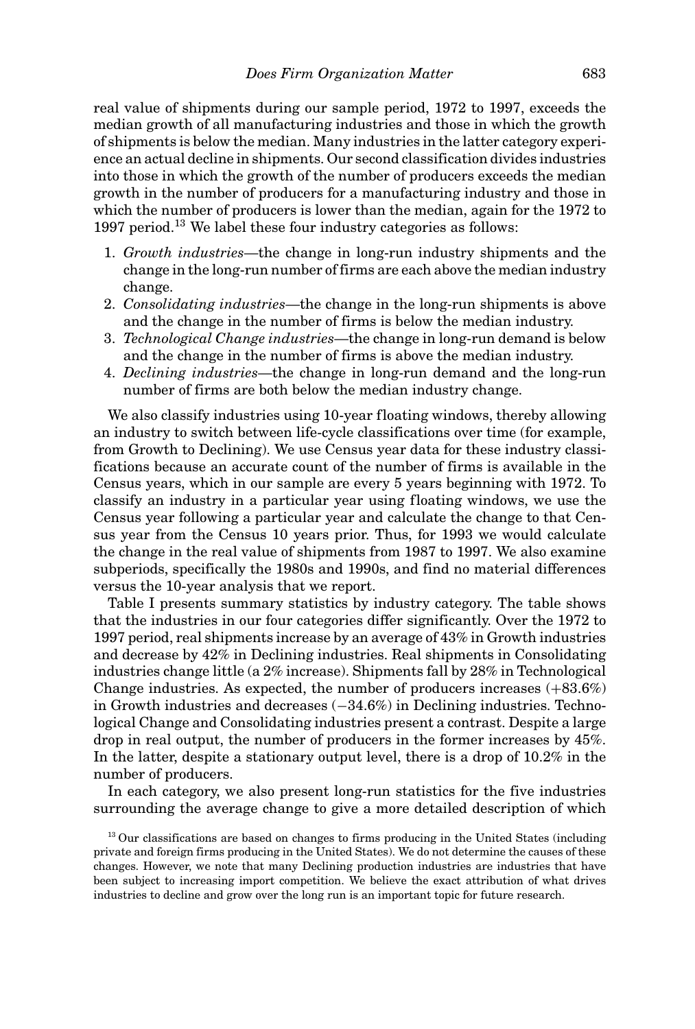real value of shipments during our sample period, 1972 to 1997, exceeds the median growth of all manufacturing industries and those in which the growth of shipments is below the median. Many industries in the latter category experience an actual decline in shipments. Our second classification divides industries into those in which the growth of the number of producers exceeds the median growth in the number of producers for a manufacturing industry and those in which the number of producers is lower than the median, again for the 1972 to 1997 period.[13] We label these four industry categories as follows:

1. *Growth industries*—the change in long-run industry shipments and the change in the long-run number of firms are each above the median industry change.
2. *Consolidating industries*—the change in the long-run shipments is above and the change in the number of firms is below the median industry.
3. *Technological Change industries*—the change in long-run demand is below and the change in the number of firms is above the median industry.
4. *Declining industries*—the change in long-run demand and the long-run number of firms are both below the median industry change.

We also classify industries using 10-year floating windows, thereby allowing an industry to switch between life-cycle classifications over time (for example, from Growth to Declining). We use Census year data for these industry classifications because an accurate count of the number of firms is available in the Census years, which in our sample are every 5 years beginning with 1972. To classify an industry in a particular year using floating windows, we use the Census year following a particular year and calculate the change to that Census year from the Census 10 years prior. Thus, for 1993 we would calculate the change in the real value of shipments from 1987 to 1997. We also examine subperiods, specifically the 1980s and 1990s, and find no material differences versus the 10-year analysis that we report.

Table I presents summary statistics by industry category. The table shows that the industries in our four categories differ significantly. Over the 1972 to 1997 period, real shipments increase by an average of 43% in Growth industries and decrease by 42% in Declining industries. Real shipments in Consolidating industries change little (a 2% increase). Shipments fall by 28% in Technological Change industries. As expected, the number of producers increases (+83.6%) in Growth industries and decreases (−34.6%) in Declining industries. Technological Change and Consolidating industries present a contrast. Despite a large drop in real output, the number of producers in the former increases by 45%. In the latter, despite a stationary output level, there is a drop of 10.2% in the number of producers.

In each category, we also present long-run statistics for the five industries surrounding the average change to give a more detailed description of which

[13] Our classifications are based on changes to firms producing in the United States (including private and foreign firms producing in the United States). We do not determine the causes of these changes. However, we note that many Declining production industries are industries that have been subject to increasing import competition. We believe the exact attribution of what drives industries to decline and grow over the long run is an important topic for future research.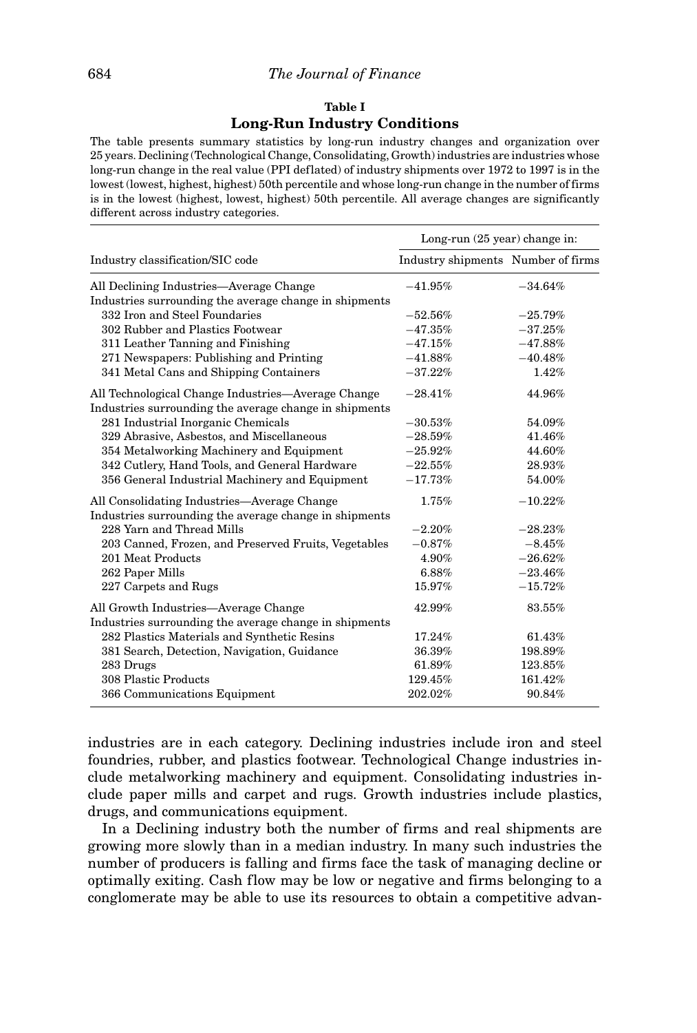**Table I**

**Long-Run Industry Conditions**

The table presents summary statistics by long-run industry changes and organization over 25 years. Declining (Technological Change, Consolidating, Growth) industries are industries whose long-run change in the real value (PPI deflated) of industry shipments over 1972 to 1997 is in the lowest (lowest, highest, highest) 50th percentile and whose long-run change in the number of firms is in the lowest (highest, lowest, highest) 50th percentile. All average changes are significantly different across industry categories.

| | Long-run (25 year) change in: | |
|---|---|---|
| Industry classification/SIC code | Industry shipments | Number of firms |
| All Declining Industries—Average Change | −41.95% | −34.64% |
| Industries surrounding the average change in shipments | | |
| 332 Iron and Steel Foundaries | −52.56% | −25.79% |
| 302 Rubber and Plastics Footwear | −47.35% | −37.25% |
| 311 Leather Tanning and Finishing | −47.15% | −47.88% |
| 271 Newspapers: Publishing and Printing | −41.88% | −40.48% |
| 341 Metal Cans and Shipping Containers | −37.22% | 1.42% |
| All Technological Change Industries—Average Change | −28.41% | 44.96% |
| Industries surrounding the average change in shipments | | |
| 281 Industrial Inorganic Chemicals | −30.53% | 54.09% |
| 329 Abrasive, Asbestos, and Miscellaneous | −28.59% | 41.46% |
| 354 Metalworking Machinery and Equipment | −25.92% | 44.60% |
| 342 Cutlery, Hand Tools, and General Hardware | −22.55% | 28.93% |
| 356 General Industrial Machinery and Equipment | −17.73% | 54.00% |
| All Consolidating Industries—Average Change | 1.75% | −10.22% |
| Industries surrounding the average change in shipments | | |
| 228 Yarn and Thread Mills | −2.20% | −28.23% |
| 203 Canned, Frozen, and Preserved Fruits, Vegetables | −0.87% | −8.45% |
| 201 Meat Products | 4.90% | −26.62% |
| 262 Paper Mills | 6.88% | −23.46% |
| 227 Carpets and Rugs | 15.97% | −15.72% |
| All Growth Industries—Average Change | 42.99% | 83.55% |
| Industries surrounding the average change in shipments | | |
| 282 Plastics Materials and Synthetic Resins | 17.24% | 61.43% |
| 381 Search, Detection, Navigation, Guidance | 36.39% | 198.89% |
| 283 Drugs | 61.89% | 123.85% |
| 308 Plastic Products | 129.45% | 161.42% |
| 366 Communications Equipment | 202.02% | 90.84% |

industries are in each category. Declining industries include iron and steel foundries, rubber, and plastics footwear. Technological Change industries include metalworking machinery and equipment. Consolidating industries include paper mills and carpet and rugs. Growth industries include plastics, drugs, and communications equipment.

In a Declining industry both the number of firms and real shipments are growing more slowly than in a median industry. In many such industries the number of producers is falling and firms face the task of managing decline or optimally exiting. Cash flow may be low or negative and firms belonging to a conglomerate may be able to use its resources to obtain a competitive advan-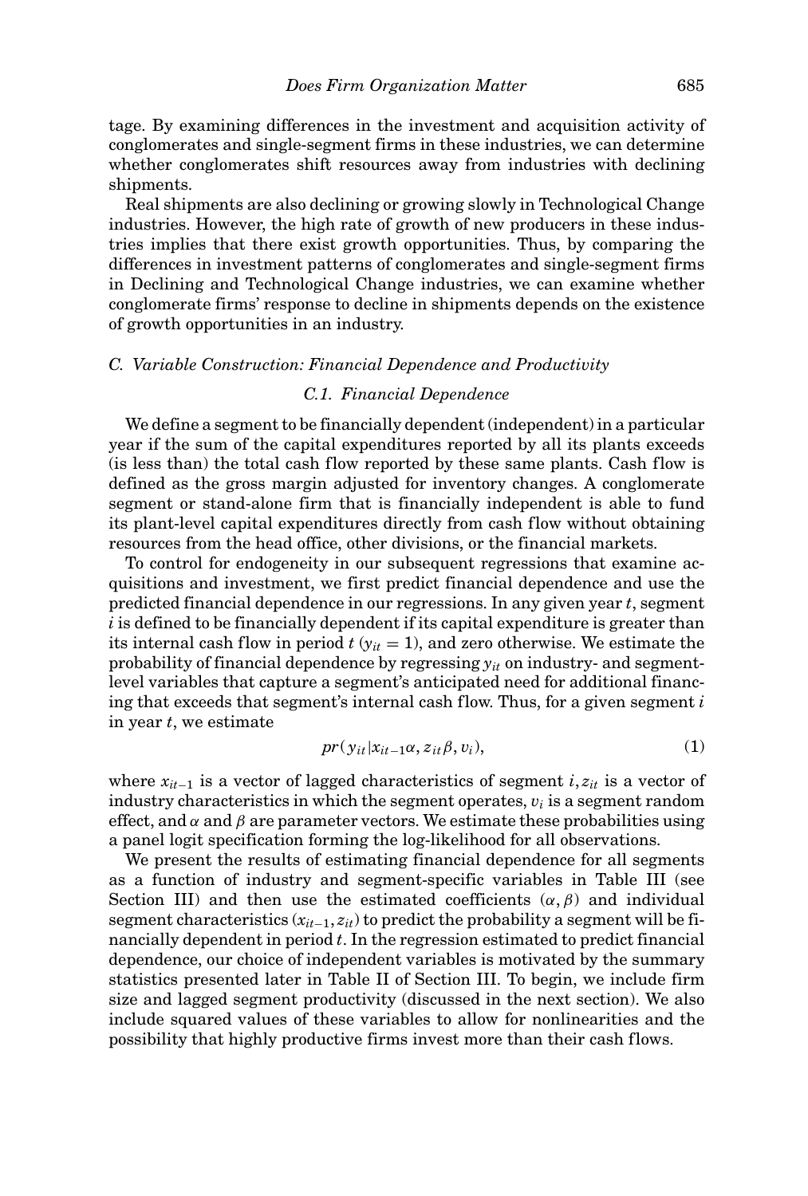tage. By examining differences in the investment and acquisition activity of conglomerates and single-segment firms in these industries, we can determine whether conglomerates shift resources away from industries with declining shipments.

Real shipments are also declining or growing slowly in Technological Change industries. However, the high rate of growth of new producers in these industries implies that there exist growth opportunities. Thus, by comparing the differences in investment patterns of conglomerates and single-segment firms in Declining and Technological Change industries, we can examine whether conglomerate firms' response to decline in shipments depends on the existence of growth opportunities in an industry.

### *C. Variable Construction: Financial Dependence and Productivity*

#### *C.1. Financial Dependence*

We define a segment to be financially dependent (independent) in a particular year if the sum of the capital expenditures reported by all its plants exceeds (is less than) the total cash flow reported by these same plants. Cash flow is defined as the gross margin adjusted for inventory changes. A conglomerate segment or stand-alone firm that is financially independent is able to fund its plant-level capital expenditures directly from cash flow without obtaining resources from the head office, other divisions, or the financial markets.

To control for endogeneity in our subsequent regressions that examine acquisitions and investment, we first predict financial dependence and use the predicted financial dependence in our regressions. In any given year $t$, segment $i$ is defined to be financially dependent if its capital expenditure is greater than its internal cash flow in period $t$ ($y_{it} = 1$), and zero otherwise. We estimate the probability of financial dependence by regressing $y_{it}$ on industry- and segment-level variables that capture a segment's anticipated need for additional financing that exceeds that segment's internal cash flow. Thus, for a given segment $i$ in year $t$, we estimate

$$pr(y_{it} | x_{it-1}\alpha, z_{it}\beta, v_i), \tag{1}$$

where $x_{it-1}$ is a vector of lagged characteristics of segment $i$, $z_{it}$ is a vector of industry characteristics in which the segment operates, $v_i$ is a segment random effect, and $\alpha$ and $\beta$ are parameter vectors. We estimate these probabilities using a panel logit specification forming the log-likelihood for all observations.

We present the results of estimating financial dependence for all segments as a function of industry and segment-specific variables in Table III (see Section III) and then use the estimated coefficients $(\alpha, \beta)$ and individual segment characteristics $(x_{it-1}, z_{it})$ to predict the probability a segment will be financially dependent in period $t$. In the regression estimated to predict financial dependence, our choice of independent variables is motivated by the summary statistics presented later in Table II of Section III. To begin, we include firm size and lagged segment productivity (discussed in the next section). We also include squared values of these variables to allow for nonlinearities and the possibility that highly productive firms invest more than their cash flows.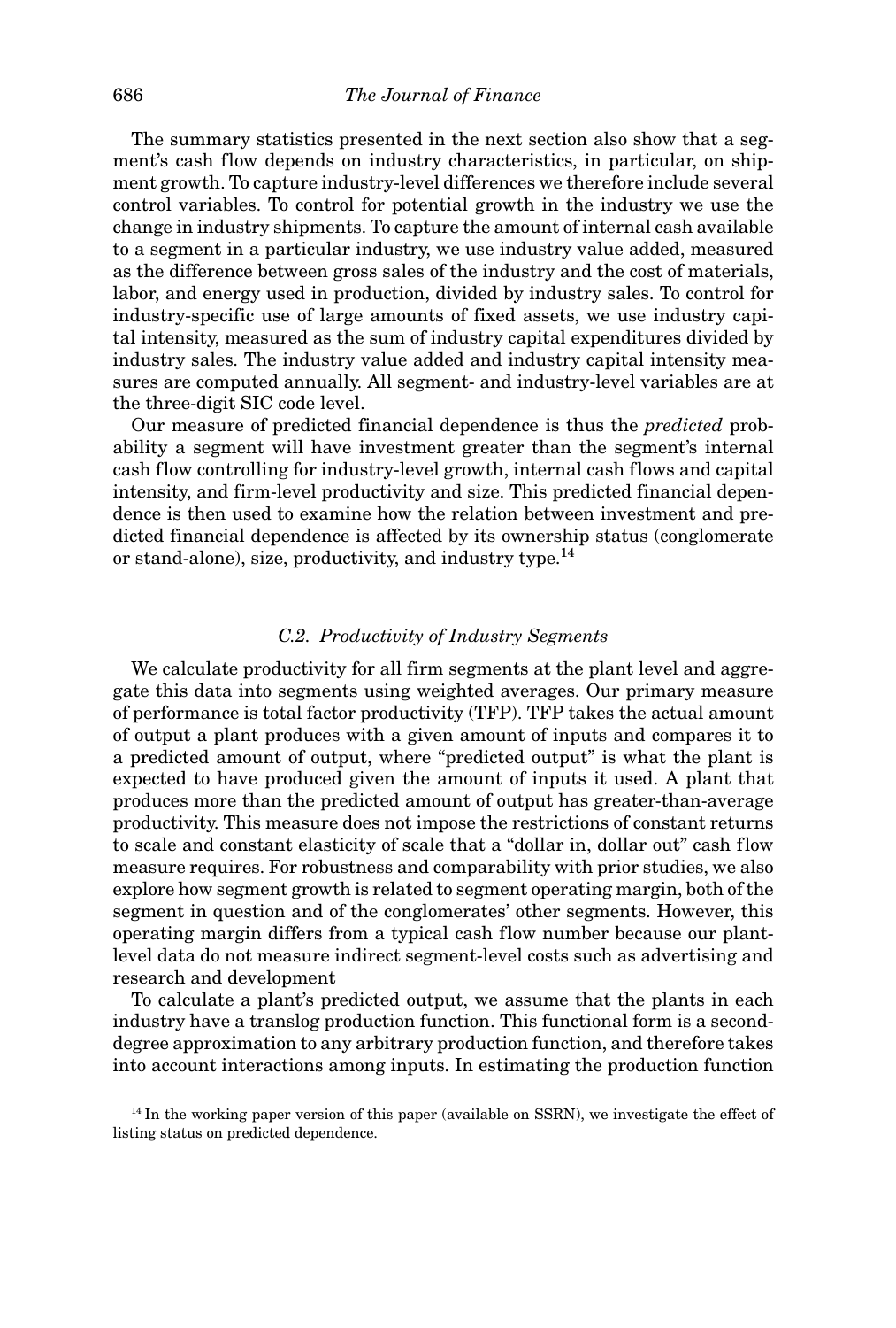The summary statistics presented in the next section also show that a segment's cash flow depends on industry characteristics, in particular, on shipment growth. To capture industry-level differences we therefore include several control variables. To control for potential growth in the industry we use the change in industry shipments. To capture the amount of internal cash available to a segment in a particular industry, we use industry value added, measured as the difference between gross sales of the industry and the cost of materials, labor, and energy used in production, divided by industry sales. To control for industry-specific use of large amounts of fixed assets, we use industry capital intensity, measured as the sum of industry capital expenditures divided by industry sales. The industry value added and industry capital intensity measures are computed annually. All segment- and industry-level variables are at the three-digit SIC code level.

Our measure of predicted financial dependence is thus the *predicted* probability a segment will have investment greater than the segment's internal cash flow controlling for industry-level growth, internal cash flows and capital intensity, and firm-level productivity and size. This predicted financial dependence is then used to examine how the relation between investment and predicted financial dependence is affected by its ownership status (conglomerate or stand-alone), size, productivity, and industry type.[14]

### *C.2. Productivity of Industry Segments*

We calculate productivity for all firm segments at the plant level and aggregate this data into segments using weighted averages. Our primary measure of performance is total factor productivity (TFP). TFP takes the actual amount of output a plant produces with a given amount of inputs and compares it to a predicted amount of output, where "predicted output" is what the plant is expected to have produced given the amount of inputs it used. A plant that produces more than the predicted amount of output has greater-than-average productivity. This measure does not impose the restrictions of constant returns to scale and constant elasticity of scale that a "dollar in, dollar out" cash flow measure requires. For robustness and comparability with prior studies, we also explore how segment growth is related to segment operating margin, both of the segment in question and of the conglomerates' other segments. However, this operating margin differs from a typical cash flow number because our plant-level data do not measure indirect segment-level costs such as advertising and research and development

To calculate a plant's predicted output, we assume that the plants in each industry have a translog production function. This functional form is a second-degree approximation to any arbitrary production function, and therefore takes into account interactions among inputs. In estimating the production function

[14] In the working paper version of this paper (available on SSRN), we investigate the effect of listing status on predicted dependence.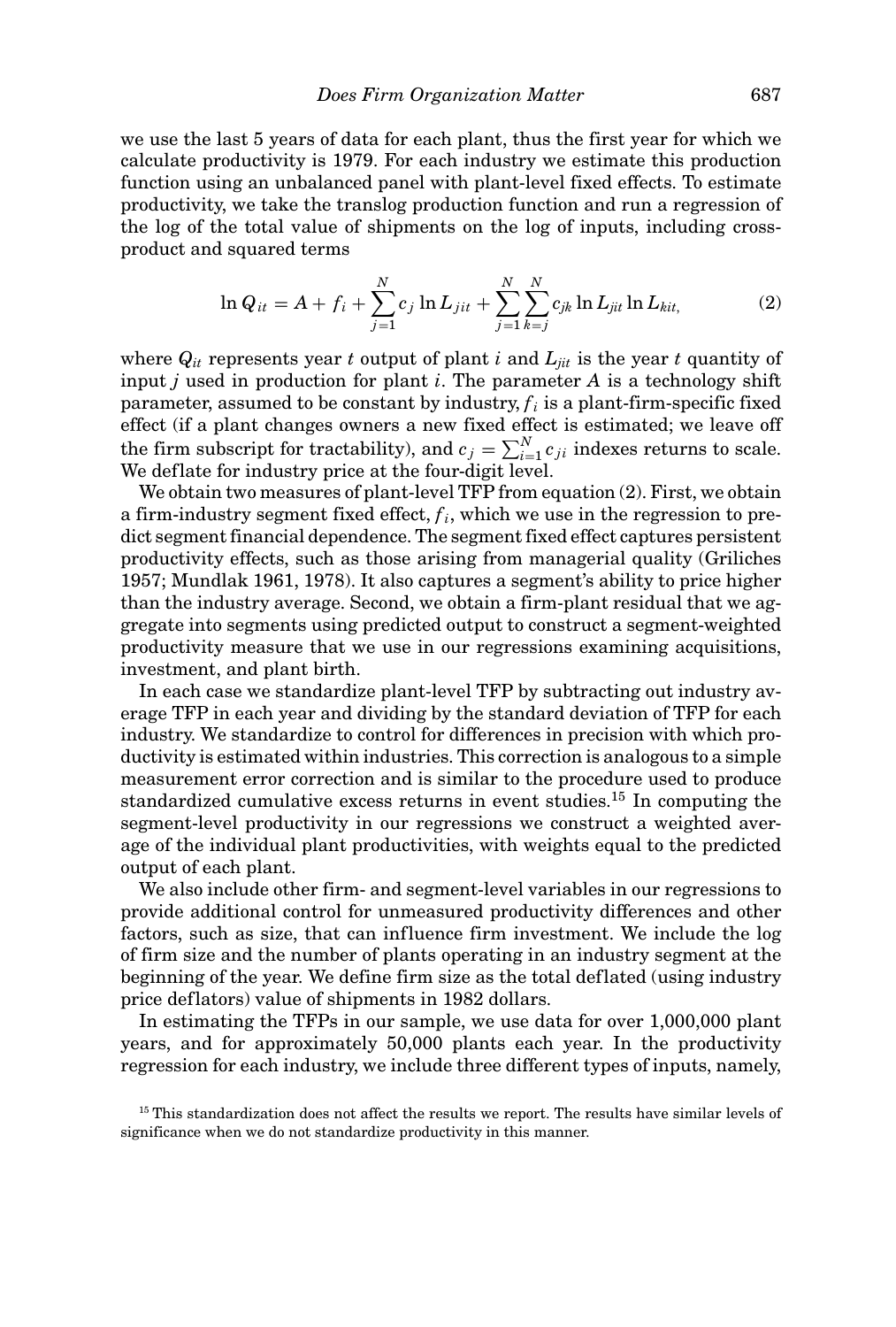we use the last 5 years of data for each plant, thus the first year for which we calculate productivity is 1979. For each industry we estimate this production function using an unbalanced panel with plant-level fixed effects. To estimate productivity, we take the translog production function and run a regression of the log of the total value of shipments on the log of inputs, including cross-product and squared terms

$$\ln Q_{it} = A + f_i + \sum_{j=1}^{N} c_j \ln L_{jit} + \sum_{j=1}^{N} \sum_{k=j}^{N} c_{jk} \ln L_{jit} \ln L_{kit,} \tag{2}$$

where $Q_{it}$ represents year $t$ output of plant $i$ and $L_{jit}$ is the year $t$ quantity of input $j$ used in production for plant $i$. The parameter $A$ is a technology shift parameter, assumed to be constant by industry, $f_i$ is a plant-firm-specific fixed effect (if a plant changes owners a new fixed effect is estimated; we leave off the firm subscript for tractability), and $c_j = \sum_{i=1}^{N} c_{ji}$ indexes returns to scale. We deflate for industry price at the four-digit level.

We obtain two measures of plant-level TFP from equation (2). First, we obtain a firm-industry segment fixed effect, $f_i$, which we use in the regression to predict segment financial dependence. The segment fixed effect captures persistent productivity effects, such as those arising from managerial quality (Griliches 1957; Mundlak 1961, 1978). It also captures a segment's ability to price higher than the industry average. Second, we obtain a firm-plant residual that we aggregate into segments using predicted output to construct a segment-weighted productivity measure that we use in our regressions examining acquisitions, investment, and plant birth.

In each case we standardize plant-level TFP by subtracting out industry average TFP in each year and dividing by the standard deviation of TFP for each industry. We standardize to control for differences in precision with which productivity is estimated within industries. This correction is analogous to a simple measurement error correction and is similar to the procedure used to produce standardized cumulative excess returns in event studies.[15] In computing the segment-level productivity in our regressions we construct a weighted average of the individual plant productivities, with weights equal to the predicted output of each plant.

We also include other firm- and segment-level variables in our regressions to provide additional control for unmeasured productivity differences and other factors, such as size, that can influence firm investment. We include the log of firm size and the number of plants operating in an industry segment at the beginning of the year. We define firm size as the total deflated (using industry price deflators) value of shipments in 1982 dollars.

In estimating the TFPs in our sample, we use data for over 1,000,000 plant years, and for approximately 50,000 plants each year. In the productivity regression for each industry, we include three different types of inputs, namely,

[15] This standardization does not affect the results we report. The results have similar levels of significance when we do not standardize productivity in this manner.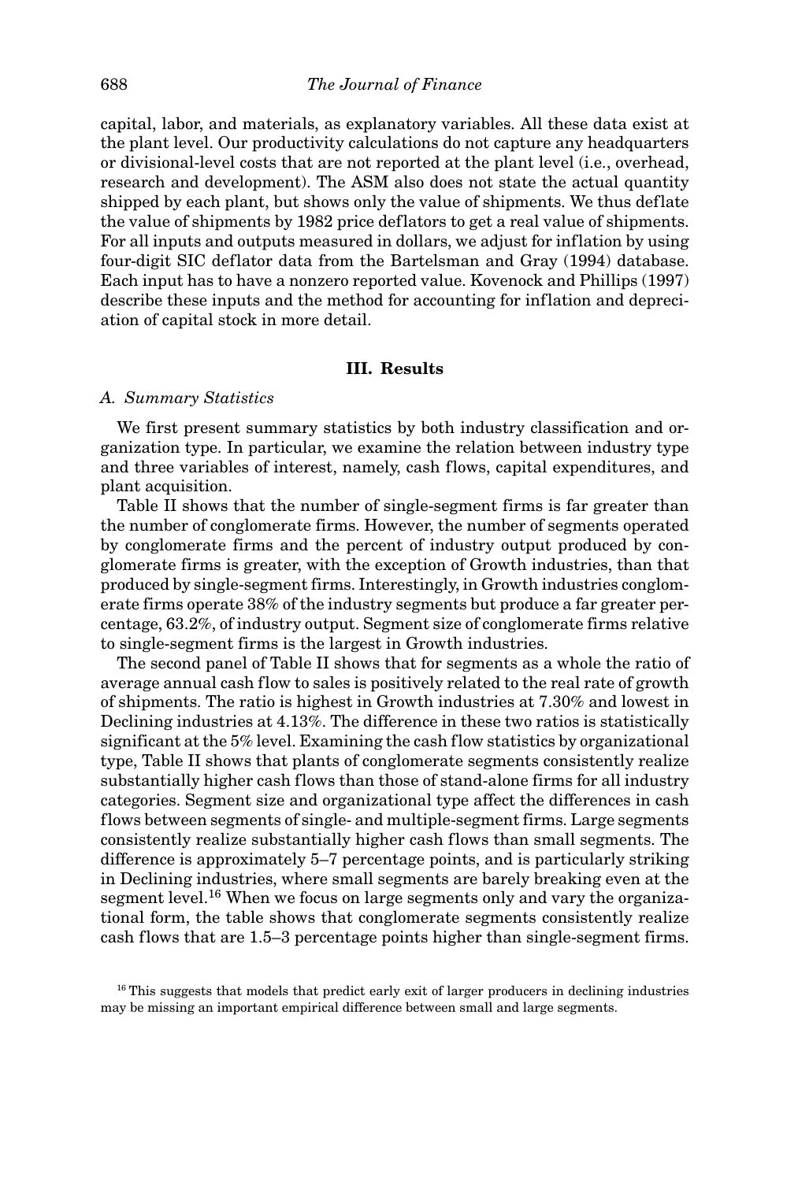capital, labor, and materials, as explanatory variables. All these data exist at the plant level. Our productivity calculations do not capture any headquarters or divisional-level costs that are not reported at the plant level (i.e., overhead, research and development). The ASM also does not state the actual quantity shipped by each plant, but shows only the value of shipments. We thus deflate the value of shipments by 1982 price deflators to get a real value of shipments. For all inputs and outputs measured in dollars, we adjust for inflation by using four-digit SIC deflator data from the Bartelsman and Gray (1994) database. Each input has to have a nonzero reported value. Kovenock and Phillips (1997) describe these inputs and the method for accounting for inflation and depreciation of capital stock in more detail.

## III. Results

### A. Summary Statistics

We first present summary statistics by both industry classification and organization type. In particular, we examine the relation between industry type and three variables of interest, namely, cash flows, capital expenditures, and plant acquisition.

Table II shows that the number of single-segment firms is far greater than the number of conglomerate firms. However, the number of segments operated by conglomerate firms and the percent of industry output produced by conglomerate firms is greater, with the exception of Growth industries, than that produced by single-segment firms. Interestingly, in Growth industries conglomerate firms operate 38% of the industry segments but produce a far greater percentage, 63.2%, of industry output. Segment size of conglomerate firms relative to single-segment firms is the largest in Growth industries.

The second panel of Table II shows that for segments as a whole the ratio of average annual cash flow to sales is positively related to the real rate of growth of shipments. The ratio is highest in Growth industries at 7.30% and lowest in Declining industries at 4.13%. The difference in these two ratios is statistically significant at the 5% level. Examining the cash flow statistics by organizational type, Table II shows that plants of conglomerate segments consistently realize substantially higher cash flows than those of stand-alone firms for all industry categories. Segment size and organizational type affect the differences in cash flows between segments of single- and multiple-segment firms. Large segments consistently realize substantially higher cash flows than small segments. The difference is approximately 5–7 percentage points, and is particularly striking in Declining industries, where small segments are barely breaking even at the segment level.[16] When we focus on large segments only and vary the organizational form, the table shows that conglomerate segments consistently realize cash flows that are 1.5–3 percentage points higher than single-segment firms.

[16] This suggests that models that predict early exit of larger producers in declining industries may be missing an important empirical difference between small and large segments.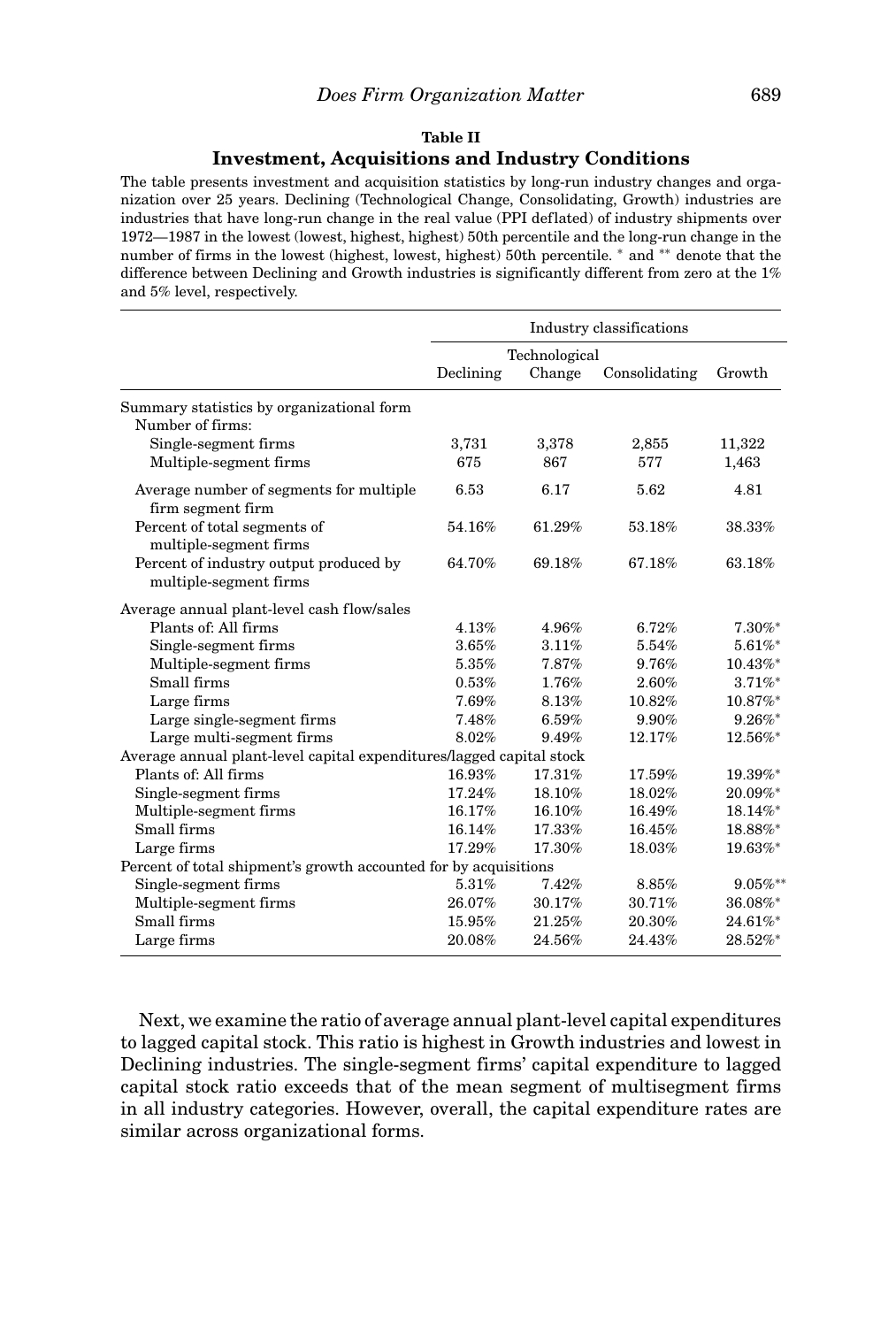**Table II**

**Investment, Acquisitions and Industry Conditions**

The table presents investment and acquisition statistics by long-run industry changes and organization over 25 years. Declining (Technological Change, Consolidating, Growth) industries are industries that have long-run change in the real value (PPI deflated) of industry shipments over 1972—1987 in the lowest (lowest, highest, highest) 50th percentile and the long-run change in the number of firms in the lowest (highest, lowest, highest) 50th percentile. * and ** denote that the difference between Declining and Growth industries is significantly different from zero at the 1% and 5% level, respectively.

| | Industry classifications | | | |
|---|---|---|---|---|
| | Declining | Technological Change | Consolidating | Growth |
| Summary statistics by organizational form | | | | |
| Number of firms: | | | | |
| Single-segment firms | 3,731 | 3,378 | 2,855 | 11,322 |
| Multiple-segment firms | 675 | 867 | 577 | 1,463 |
| Average number of segments for multiple firm segment firm | 6.53 | 6.17 | 5.62 | 4.81 |
| Percent of total segments of multiple-segment firms | 54.16% | 61.29% | 53.18% | 38.33% |
| Percent of industry output produced by multiple-segment firms | 64.70% | 69.18% | 67.18% | 63.18% |
| Average annual plant-level cash flow/sales | | | | |
| Plants of: All firms | 4.13% | 4.96% | 6.72% | 7.30%* |
| Single-segment firms | 3.65% | 3.11% | 5.54% | 5.61%* |
| Multiple-segment firms | 5.35% | 7.87% | 9.76% | 10.43%* |
| Small firms | 0.53% | 1.76% | 2.60% | 3.71%* |
| Large firms | 7.69% | 8.13% | 10.82% | 10.87%* |
| Large single-segment firms | 7.48% | 6.59% | 9.90% | 9.26%* |
| Large multi-segment firms | 8.02% | 9.49% | 12.17% | 12.56%* |
| Average annual plant-level capital expenditures/lagged capital stock | | | | |
| Plants of: All firms | 16.93% | 17.31% | 17.59% | 19.39%* |
| Single-segment firms | 17.24% | 18.10% | 18.02% | 20.09%* |
| Multiple-segment firms | 16.17% | 16.10% | 16.49% | 18.14%* |
| Small firms | 16.14% | 17.33% | 16.45% | 18.88%* |
| Large firms | 17.29% | 17.30% | 18.03% | 19.63%* |
| Percent of total shipment's growth accounted for by acquisitions | | | | |
| Single-segment firms | 5.31% | 7.42% | 8.85% | 9.05%** |
| Multiple-segment firms | 26.07% | 30.17% | 30.71% | 36.08%* |
| Small firms | 15.95% | 21.25% | 20.30% | 24.61%* |
| Large firms | 20.08% | 24.56% | 24.43% | 28.52%* |

Next, we examine the ratio of average annual plant-level capital expenditures to lagged capital stock. This ratio is highest in Growth industries and lowest in Declining industries. The single-segment firms' capital expenditure to lagged capital stock ratio exceeds that of the mean segment of multisegment firms in all industry categories. However, overall, the capital expenditure rates are similar across organizational forms.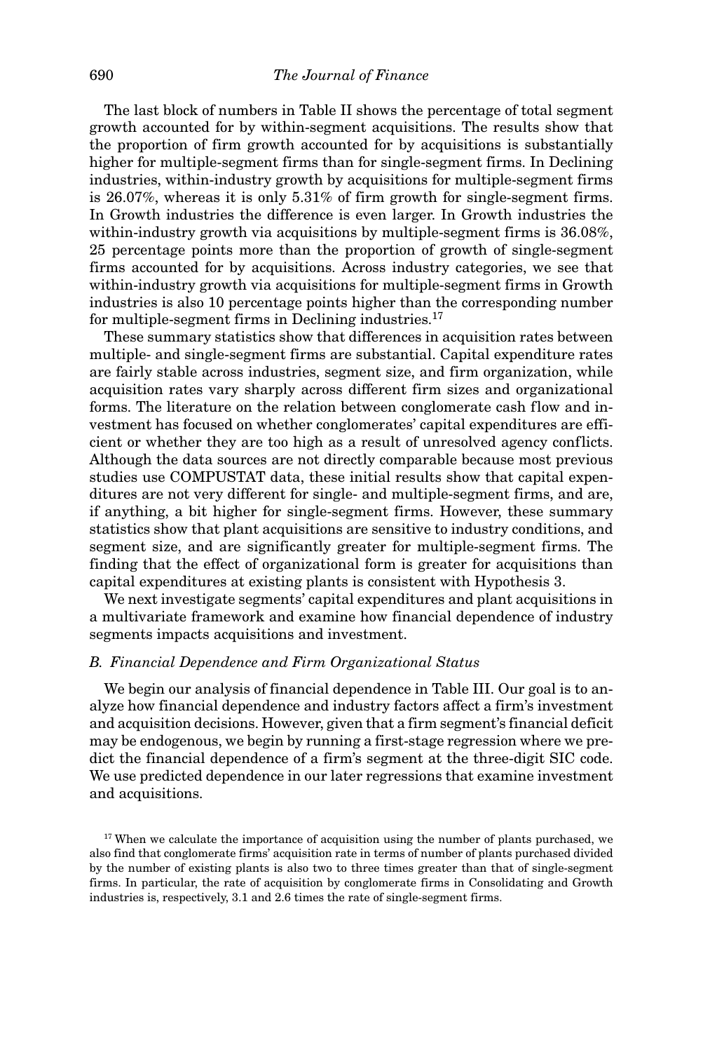The last block of numbers in Table II shows the percentage of total segment growth accounted for by within-segment acquisitions. The results show that the proportion of firm growth accounted for by acquisitions is substantially higher for multiple-segment firms than for single-segment firms. In Declining industries, within-industry growth by acquisitions for multiple-segment firms is 26.07%, whereas it is only 5.31% of firm growth for single-segment firms. In Growth industries the difference is even larger. In Growth industries the within-industry growth via acquisitions by multiple-segment firms is 36.08%, 25 percentage points more than the proportion of growth of single-segment firms accounted for by acquisitions. Across industry categories, we see that within-industry growth via acquisitions for multiple-segment firms in Growth industries is also 10 percentage points higher than the corresponding number for multiple-segment firms in Declining industries.[17]

These summary statistics show that differences in acquisition rates between multiple- and single-segment firms are substantial. Capital expenditure rates are fairly stable across industries, segment size, and firm organization, while acquisition rates vary sharply across different firm sizes and organizational forms. The literature on the relation between conglomerate cash flow and investment has focused on whether conglomerates' capital expenditures are efficient or whether they are too high as a result of unresolved agency conflicts. Although the data sources are not directly comparable because most previous studies use COMPUSTAT data, these initial results show that capital expenditures are not very different for single- and multiple-segment firms, and are, if anything, a bit higher for single-segment firms. However, these summary statistics show that plant acquisitions are sensitive to industry conditions, and segment size, and are significantly greater for multiple-segment firms. The finding that the effect of organizational form is greater for acquisitions than capital expenditures at existing plants is consistent with Hypothesis 3.

We next investigate segments' capital expenditures and plant acquisitions in a multivariate framework and examine how financial dependence of industry segments impacts acquisitions and investment.

### *B. Financial Dependence and Firm Organizational Status*

We begin our analysis of financial dependence in Table III. Our goal is to analyze how financial dependence and industry factors affect a firm's investment and acquisition decisions. However, given that a firm segment's financial deficit may be endogenous, we begin by running a first-stage regression where we predict the financial dependence of a firm's segment at the three-digit SIC code. We use predicted dependence in our later regressions that examine investment and acquisitions.

[17] When we calculate the importance of acquisition using the number of plants purchased, we also find that conglomerate firms' acquisition rate in terms of number of plants purchased divided by the number of existing plants is also two to three times greater than that of single-segment firms. In particular, the rate of acquisition by conglomerate firms in Consolidating and Growth industries is, respectively, 3.1 and 2.6 times the rate of single-segment firms.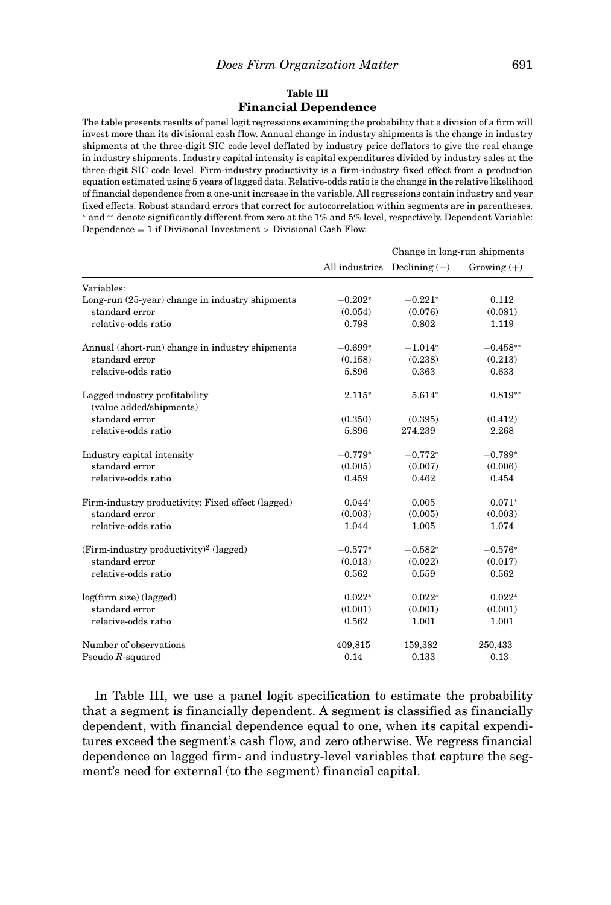**Table III**

**Financial Dependence**

The table presents results of panel logit regressions examining the probability that a division of a firm will invest more than its divisional cash flow. Annual change in industry shipments is the change in industry shipments at the three-digit SIC code level deflated by industry price deflators to give the real change in industry shipments. Industry capital intensity is capital expenditures divided by industry sales at the three-digit SIC code level. Firm-industry productivity is a firm-industry fixed effect from a production equation estimated using 5 years of lagged data. Relative-odds ratio is the change in the relative likelihood of financial dependence from a one-unit increase in the variable. All regressions contain industry and year fixed effects. Robust standard errors that correct for autocorrelation within segments are in parentheses. * and ** denote significantly different from zero at the 1% and 5% level, respectively. Dependent Variable: Dependence = 1 if Divisional Investment > Divisional Cash Flow.

| | | Change in long-run shipments | |
|---|---|---|---|
| | All industries | Declining (−) | Growing (+) |
| Variables: | | | |
| Long-run (25-year) change in industry shipments | −0.202* | −0.221* | 0.112 |
| standard error | (0.054) | (0.076) | (0.081) |
| relative-odds ratio | 0.798 | 0.802 | 1.119 |
| Annual (short-run) change in industry shipments | −0.699* | −1.014* | −0.458** |
| standard error | (0.158) | (0.238) | (0.213) |
| relative-odds ratio | 5.896 | 0.363 | 0.633 |
| Lagged industry profitability (value added/shipments) | 2.115* | 5.614* | 0.819** |
| standard error | (0.350) | (0.395) | (0.412) |
| relative-odds ratio | 5.896 | 274.239 | 2.268 |
| Industry capital intensity | −0.779* | −0.772* | −0.789* |
| standard error | (0.005) | (0.007) | (0.006) |
| relative-odds ratio | 0.459 | 0.462 | 0.454 |
| Firm-industry productivity: Fixed effect (lagged) | 0.044* | 0.005 | 0.071* |
| standard error | (0.003) | (0.005) | (0.003) |
| relative-odds ratio | 1.044 | 1.005 | 1.074 |
| (Firm-industry productivity)$^2$ (lagged) | −0.577* | −0.582* | −0.576* |
| standard error | (0.013) | (0.022) | (0.017) |
| relative-odds ratio | 0.562 | 0.559 | 0.562 |
| log(firm size) (lagged) | 0.022* | 0.022* | 0.022* |
| standard error | (0.001) | (0.001) | (0.001) |
| relative-odds ratio | 0.562 | 1.001 | 1.001 |
| Number of observations | 409,815 | 159,382 | 250,433 |
| Pseudo $R$-squared | 0.14 | 0.133 | 0.13 |

In Table III, we use a panel logit specification to estimate the probability that a segment is financially dependent. A segment is classified as financially dependent, with financial dependence equal to one, when its capital expenditures exceed the segment's cash flow, and zero otherwise. We regress financial dependence on lagged firm- and industry-level variables that capture the segment's need for external (to the segment) financial capital.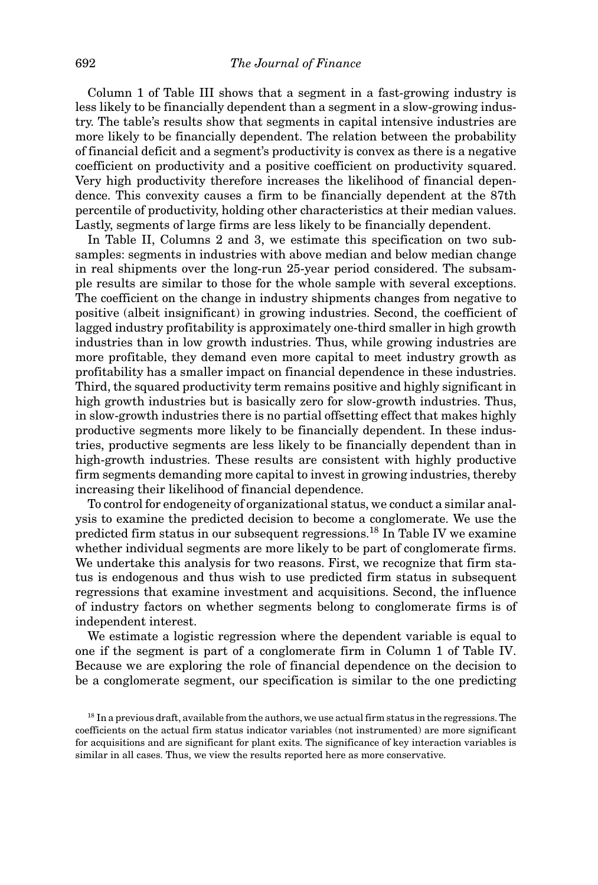Column 1 of Table III shows that a segment in a fast-growing industry is less likely to be financially dependent than a segment in a slow-growing industry. The table's results show that segments in capital intensive industries are more likely to be financially dependent. The relation between the probability of financial deficit and a segment's productivity is convex as there is a negative coefficient on productivity and a positive coefficient on productivity squared. Very high productivity therefore increases the likelihood of financial dependence. This convexity causes a firm to be financially dependent at the 87th percentile of productivity, holding other characteristics at their median values. Lastly, segments of large firms are less likely to be financially dependent.

In Table II, Columns 2 and 3, we estimate this specification on two subsamples: segments in industries with above median and below median change in real shipments over the long-run 25-year period considered. The subsample results are similar to those for the whole sample with several exceptions. The coefficient on the change in industry shipments changes from negative to positive (albeit insignificant) in growing industries. Second, the coefficient of lagged industry profitability is approximately one-third smaller in high growth industries than in low growth industries. Thus, while growing industries are more profitable, they demand even more capital to meet industry growth as profitability has a smaller impact on financial dependence in these industries. Third, the squared productivity term remains positive and highly significant in high growth industries but is basically zero for slow-growth industries. Thus, in slow-growth industries there is no partial offsetting effect that makes highly productive segments more likely to be financially dependent. In these industries, productive segments are less likely to be financially dependent than in high-growth industries. These results are consistent with highly productive firm segments demanding more capital to invest in growing industries, thereby increasing their likelihood of financial dependence.

To control for endogeneity of organizational status, we conduct a similar analysis to examine the predicted decision to become a conglomerate. We use the predicted firm status in our subsequent regressions.[18] In Table IV we examine whether individual segments are more likely to be part of conglomerate firms. We undertake this analysis for two reasons. First, we recognize that firm status is endogenous and thus wish to use predicted firm status in subsequent regressions that examine investment and acquisitions. Second, the influence of industry factors on whether segments belong to conglomerate firms is of independent interest.

We estimate a logistic regression where the dependent variable is equal to one if the segment is part of a conglomerate firm in Column 1 of Table IV. Because we are exploring the role of financial dependence on the decision to be a conglomerate segment, our specification is similar to the one predicting

[18] In a previous draft, available from the authors, we use actual firm status in the regressions. The coefficients on the actual firm status indicator variables (not instrumented) are more significant for acquisitions and are significant for plant exits. The significance of key interaction variables is similar in all cases. Thus, we view the results reported here as more conservative.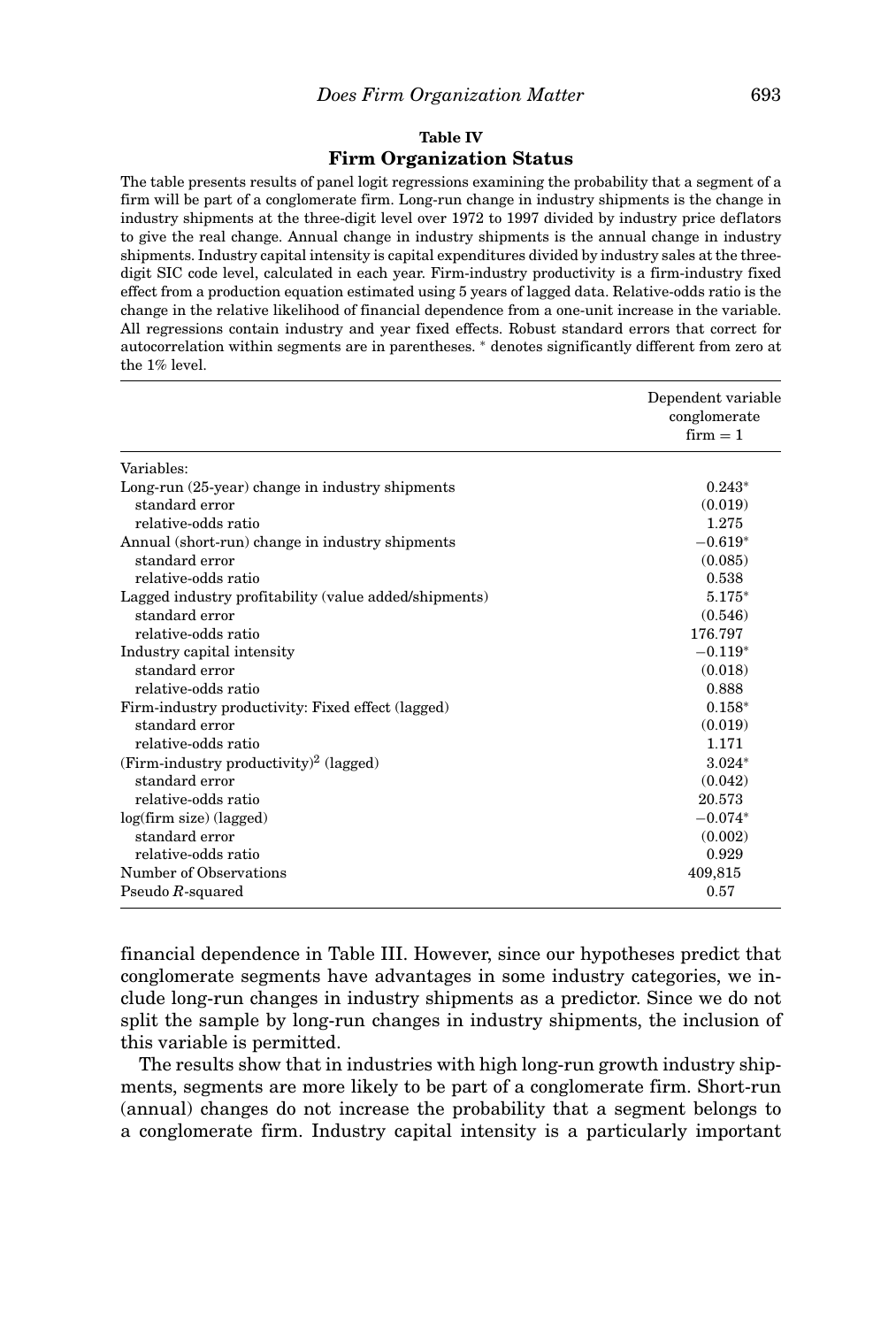**Table IV**

**Firm Organization Status**

The table presents results of panel logit regressions examining the probability that a segment of a firm will be part of a conglomerate firm. Long-run change in industry shipments is the change in industry shipments at the three-digit level over 1972 to 1997 divided by industry price deflators to give the real change. Annual change in industry shipments is the annual change in industry shipments. Industry capital intensity is capital expenditures divided by industry sales at the three-digit SIC code level, calculated in each year. Firm-industry productivity is a firm-industry fixed effect from a production equation estimated using 5 years of lagged data. Relative-odds ratio is the change in the relative likelihood of financial dependence from a one-unit increase in the variable. All regressions contain industry and year fixed effects. Robust standard errors that correct for autocorrelation within segments are in parentheses. * denotes significantly different from zero at the 1% level.

| | Dependent variable conglomerate firm = 1 |
|---|---|
| Variables: | |
| Long-run (25-year) change in industry shipments | 0.243* |
| standard error | (0.019) |
| relative-odds ratio | 1.275 |
| Annual (short-run) change in industry shipments | −0.619* |
| standard error | (0.085) |
| relative-odds ratio | 0.538 |
| Lagged industry profitability (value added/shipments) | 5.175* |
| standard error | (0.546) |
| relative-odds ratio | 176.797 |
| Industry capital intensity | −0.119* |
| standard error | (0.018) |
| relative-odds ratio | 0.888 |
| Firm-industry productivity: Fixed effect (lagged) | 0.158* |
| standard error | (0.019) |
| relative-odds ratio | 1.171 |
| (Firm-industry productivity)$^2$ (lagged) | 3.024* |
| standard error | (0.042) |
| relative-odds ratio | 20.573 |
| log(firm size) (lagged) | −0.074* |
| standard error | (0.002) |
| relative-odds ratio | 0.929 |
| Number of Observations | 409,815 |
| Pseudo $R$-squared | 0.57 |

financial dependence in Table III. However, since our hypotheses predict that conglomerate segments have advantages in some industry categories, we include long-run changes in industry shipments as a predictor. Since we do not split the sample by long-run changes in industry shipments, the inclusion of this variable is permitted.

The results show that in industries with high long-run growth industry shipments, segments are more likely to be part of a conglomerate firm. Short-run (annual) changes do not increase the probability that a segment belongs to a conglomerate firm. Industry capital intensity is a particularly important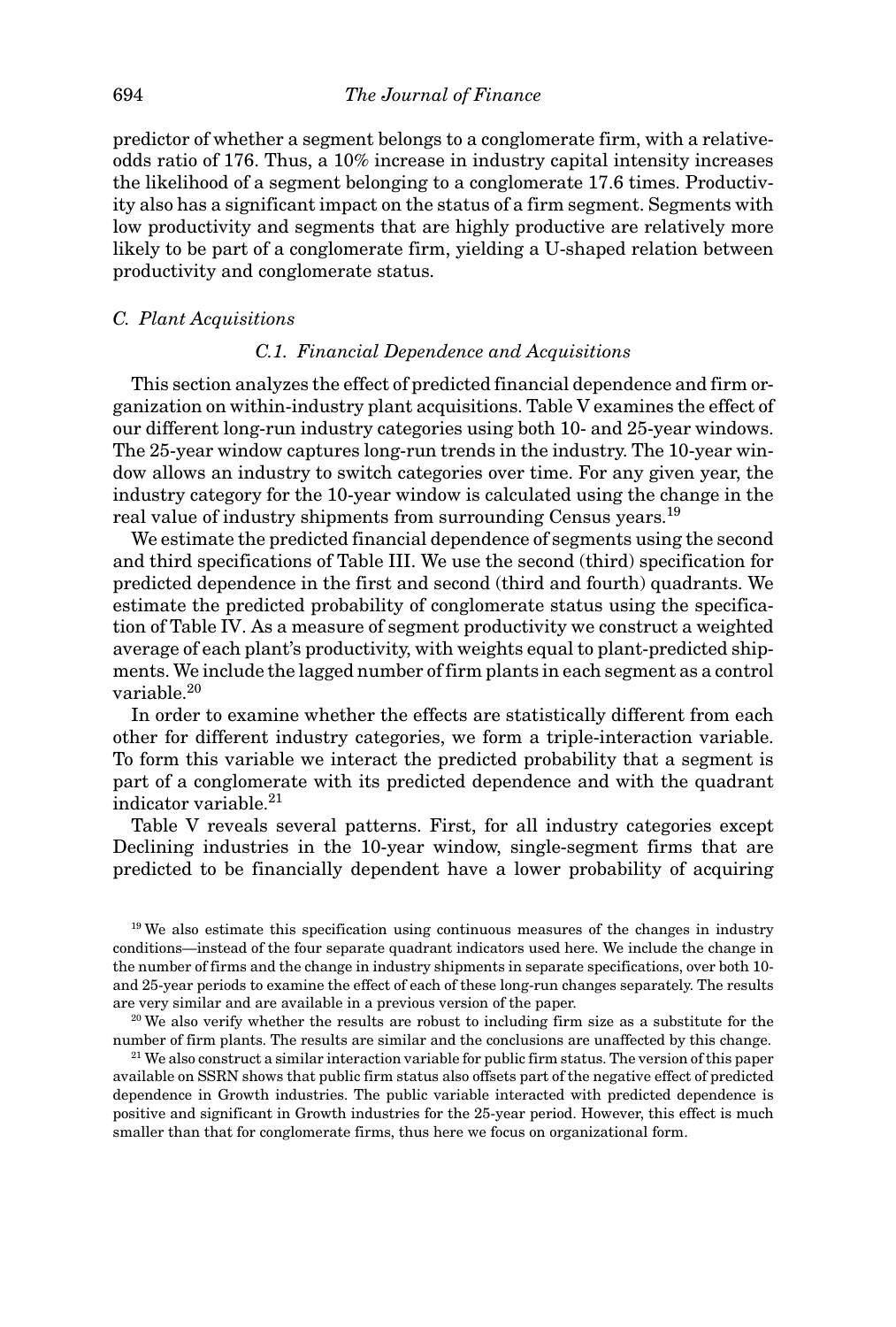predictor of whether a segment belongs to a conglomerate firm, with a relative-odds ratio of 176. Thus, a 10% increase in industry capital intensity increases the likelihood of a segment belonging to a conglomerate 17.6 times. Productivity also has a significant impact on the status of a firm segment. Segments with low productivity and segments that are highly productive are relatively more likely to be part of a conglomerate firm, yielding a U-shaped relation between productivity and conglomerate status.

### *C. Plant Acquisitions*

#### *C.1. Financial Dependence and Acquisitions*

This section analyzes the effect of predicted financial dependence and firm organization on within-industry plant acquisitions. Table V examines the effect of our different long-run industry categories using both 10- and 25-year windows. The 25-year window captures long-run trends in the industry. The 10-year window allows an industry to switch categories over time. For any given year, the industry category for the 10-year window is calculated using the change in the real value of industry shipments from surrounding Census years.[19]

We estimate the predicted financial dependence of segments using the second and third specifications of Table III. We use the second (third) specification for predicted dependence in the first and second (third and fourth) quadrants. We estimate the predicted probability of conglomerate status using the specification of Table IV. As a measure of segment productivity we construct a weighted average of each plant's productivity, with weights equal to plant-predicted shipments. We include the lagged number of firm plants in each segment as a control variable.[20]

In order to examine whether the effects are statistically different from each other for different industry categories, we form a triple-interaction variable. To form this variable we interact the predicted probability that a segment is part of a conglomerate with its predicted dependence and with the quadrant indicator variable.[21]

Table V reveals several patterns. First, for all industry categories except Declining industries in the 10-year window, single-segment firms that are predicted to be financially dependent have a lower probability of acquiring

[19] We also estimate this specification using continuous measures of the changes in industry conditions—instead of the four separate quadrant indicators used here. We include the change in the number of firms and the change in industry shipments in separate specifications, over both 10- and 25-year periods to examine the effect of each of these long-run changes separately. The results are very similar and are available in a previous version of the paper.

[20] We also verify whether the results are robust to including firm size as a substitute for the number of firm plants. The results are similar and the conclusions are unaffected by this change.

[21] We also construct a similar interaction variable for public firm status. The version of this paper available on SSRN shows that public firm status also offsets part of the negative effect of predicted dependence in Growth industries. The public variable interacted with predicted dependence is positive and significant in Growth industries for the 25-year period. However, this effect is much smaller than that for conglomerate firms, thus here we focus on organizational form.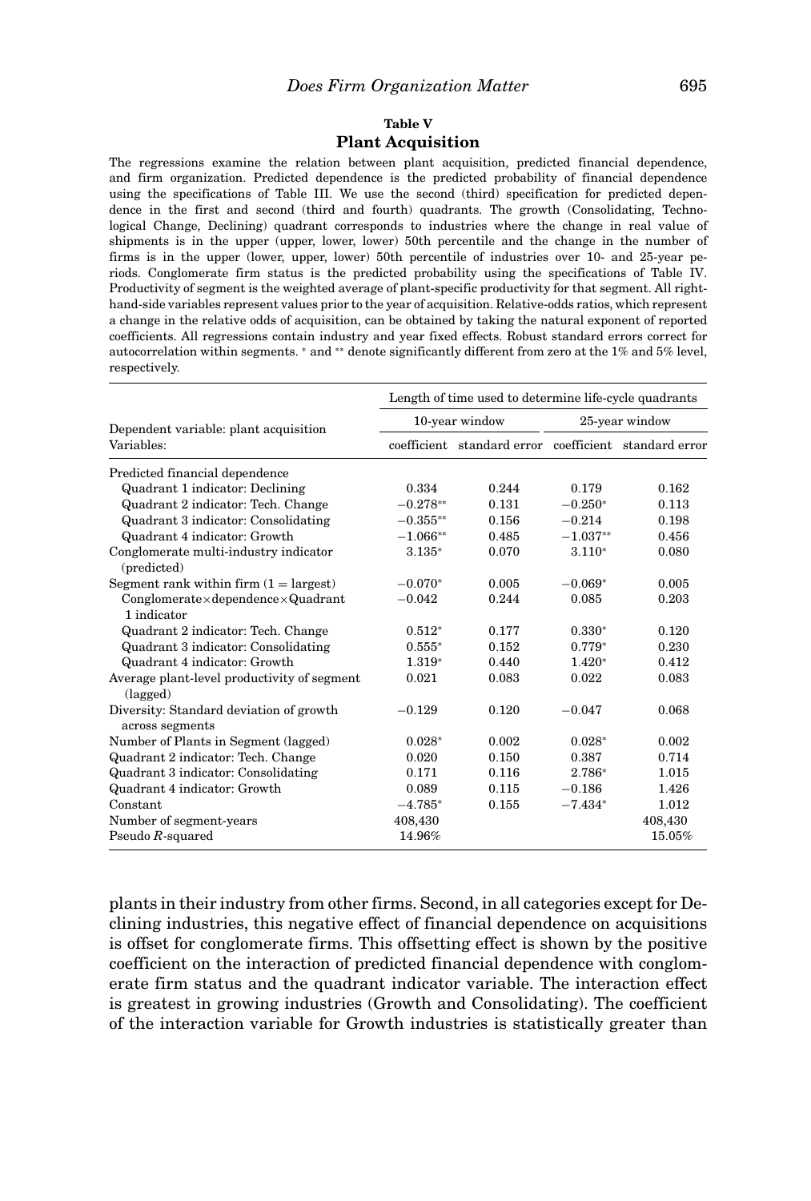**Table V**

**Plant Acquisition**

The regressions examine the relation between plant acquisition, predicted financial dependence, and firm organization. Predicted dependence is the predicted probability of financial dependence using the specifications of Table III. We use the second (third) specification for predicted dependence in the first and second (third and fourth) quadrants. The growth (Consolidating, Technological Change, Declining) quadrant corresponds to industries where the change in real value of shipments is in the upper (upper, lower, lower) 50th percentile and the change in the number of firms is in the upper (lower, upper, lower) 50th percentile of industries over 10- and 25-year periods. Conglomerate firm status is the predicted probability using the specifications of Table IV. Productivity of segment is the weighted average of plant-specific productivity for that segment. All right-hand-side variables represent values prior to the year of acquisition. Relative-odds ratios, which represent a change in the relative odds of acquisition, can be obtained by taking the natural exponent of reported coefficients. All regressions contain industry and year fixed effects. Robust standard errors correct for autocorrelation within segments. * and ** denote significantly different from zero at the 1% and 5% level, respectively.

| Dependent variable: plant acquisition | Length of time used to determine life-cycle quadrants | | | |
|---|---|---|---|---|
| | 10-year window | | 25-year window | |
| Variables: | coefficient | standard error | coefficient | standard error |
| Predicted financial dependence | | | | |
| Quadrant 1 indicator: Declining | 0.334 | 0.244 | 0.179 | 0.162 |
| Quadrant 2 indicator: Tech. Change | −0.278** | 0.131 | −0.250* | 0.113 |
| Quadrant 3 indicator: Consolidating | −0.355** | 0.156 | −0.214 | 0.198 |
| Quadrant 4 indicator: Growth | −1.066** | 0.485 | −1.037** | 0.456 |
| Conglomerate multi-industry indicator (predicted) | 3.135* | 0.070 | 3.110* | 0.080 |
| Segment rank within firm (1 = largest) | −0.070* | 0.005 | −0.069* | 0.005 |
| Conglomerate×dependence×Quadrant 1 indicator | −0.042 | 0.244 | 0.085 | 0.203 |
| Quadrant 2 indicator: Tech. Change | 0.512* | 0.177 | 0.330* | 0.120 |
| Quadrant 3 indicator: Consolidating | 0.555* | 0.152 | 0.779* | 0.230 |
| Quadrant 4 indicator: Growth | 1.319* | 0.440 | 1.420* | 0.412 |
| Average plant-level productivity of segment (lagged) | 0.021 | 0.083 | 0.022 | 0.083 |
| Diversity: Standard deviation of growth across segments | −0.129 | 0.120 | −0.047 | 0.068 |
| Number of Plants in Segment (lagged) | 0.028* | 0.002 | 0.028* | 0.002 |
| Quadrant 2 indicator: Tech. Change | 0.020 | 0.150 | 0.387 | 0.714 |
| Quadrant 3 indicator: Consolidating | 0.171 | 0.116 | 2.786* | 1.015 |
| Quadrant 4 indicator: Growth | 0.089 | 0.115 | −0.186 | 1.426 |
| Constant | −4.785* | 0.155 | −7.434* | 1.012 |
| Number of segment-years | 408,430 | | 408,430 | |
| Pseudo $R$-squared | 14.96% | | 15.05% | |

plants in their industry from other firms. Second, in all categories except for Declining industries, this negative effect of financial dependence on acquisitions is offset for conglomerate firms. This offsetting effect is shown by the positive coefficient on the interaction of predicted financial dependence with conglomerate firm status and the quadrant indicator variable. The interaction effect is greatest in growing industries (Growth and Consolidating). The coefficient of the interaction variable for Growth industries is statistically greater than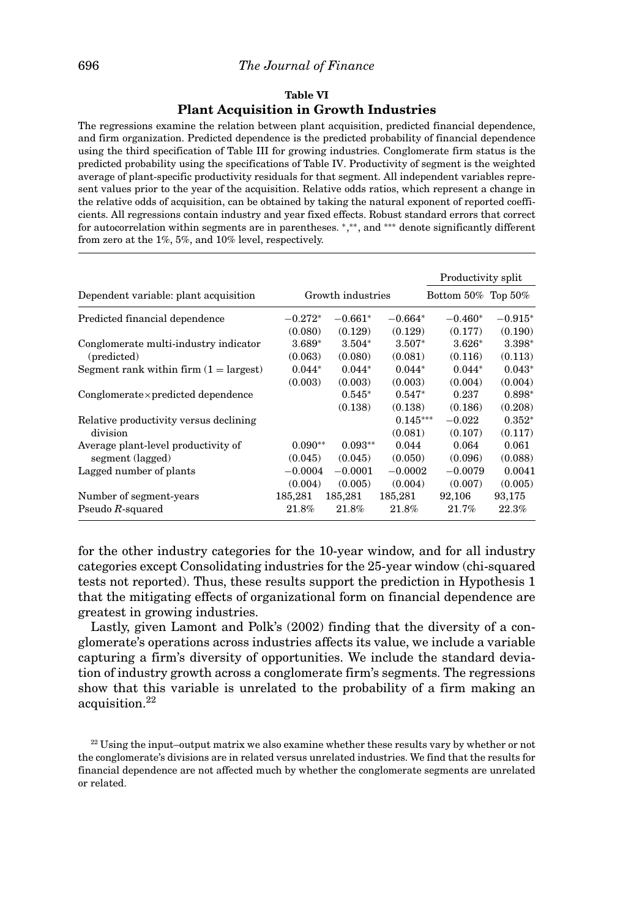**Table VI**

**Plant Acquisition in Growth Industries**

The regressions examine the relation between plant acquisition, predicted financial dependence, and firm organization. Predicted dependence is the predicted probability of financial dependence using the third specification of Table III for growing industries. Conglomerate firm status is the predicted probability using the specifications of Table IV. Productivity of segment is the weighted average of plant-specific productivity residuals for that segment. All independent variables represent values prior to the year of the acquisition. Relative odds ratios, which represent a change in the relative odds of acquisition, can be obtained by taking the natural exponent of reported coefficients. All regressions contain industry and year fixed effects. Robust standard errors that correct for autocorrelation within segments are in parentheses. *,**, and *** denote significantly different from zero at the 1%, 5%, and 10% level, respectively.

| | | | | Productivity split | |
|---|---|---|---|---|---|
| Dependent variable: plant acquisition | Growth industries | | | Bottom 50% | Top 50% |
| Predicted financial dependence | −0.272* | −0.661* | −0.664* | −0.460* | −0.915* |
| | (0.080) | (0.129) | (0.129) | (0.177) | (0.190) |
| Conglomerate multi-industry indicator (predicted) | 3.689* | 3.504* | 3.507* | 3.626* | 3.398* |
| | (0.063) | (0.080) | (0.081) | (0.116) | (0.113) |
| Segment rank within firm (1 = largest) | 0.044* | 0.044* | 0.044* | 0.044* | 0.043* |
| | (0.003) | (0.003) | (0.003) | (0.004) | (0.004) |
| Conglomerate×predicted dependence | | 0.545* | 0.547* | 0.237 | 0.898* |
| | | (0.138) | (0.138) | (0.186) | (0.208) |
| Relative productivity versus declining division | | | 0.145*** | −0.022 | 0.352* |
| | | | (0.081) | (0.107) | (0.117) |
| Average plant-level productivity of segment (lagged) | 0.090** | 0.093** | 0.044 | 0.064 | 0.061 |
| | (0.045) | (0.045) | (0.050) | (0.096) | (0.088) |
| Lagged number of plants | −0.0004 | −0.0001 | −0.0002 | −0.0079 | 0.0041 |
| | (0.004) | (0.005) | (0.004) | (0.007) | (0.005) |
| Number of segment-years | 185,281 | 185,281 | 185,281 | 92,106 | 93,175 |
| Pseudo $R$-squared | 21.8% | 21.8% | 21.8% | 21.7% | 22.3% |

for the other industry categories for the 10-year window, and for all industry categories except Consolidating industries for the 25-year window (chi-squared tests not reported). Thus, these results support the prediction in Hypothesis 1 that the mitigating effects of organizational form on financial dependence are greatest in growing industries.

Lastly, given Lamont and Polk's (2002) finding that the diversity of a conglomerate's operations across industries affects its value, we include a variable capturing a firm's diversity of opportunities. We include the standard deviation of industry growth across a conglomerate firm's segments. The regressions show that this variable is unrelated to the probability of a firm making an acquisition.[22]

[22] Using the input–output matrix we also examine whether these results vary by whether or not the conglomerate's divisions are in related versus unrelated industries. We find that the results for financial dependence are not affected much by whether the conglomerate segments are unrelated or related.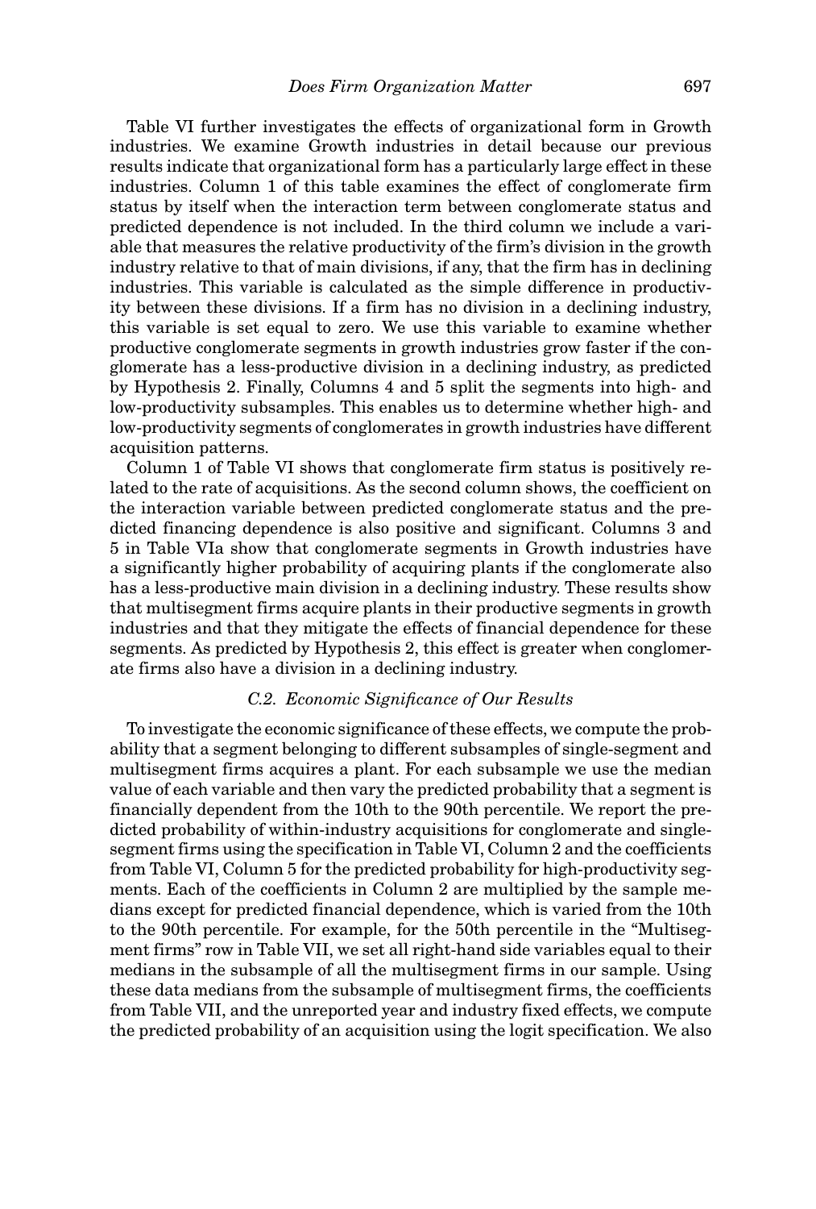Table VI further investigates the effects of organizational form in Growth industries. We examine Growth industries in detail because our previous results indicate that organizational form has a particularly large effect in these industries. Column 1 of this table examines the effect of conglomerate firm status by itself when the interaction term between conglomerate status and predicted dependence is not included. In the third column we include a variable that measures the relative productivity of the firm's division in the growth industry relative to that of main divisions, if any, that the firm has in declining industries. This variable is calculated as the simple difference in productivity between these divisions. If a firm has no division in a declining industry, this variable is set equal to zero. We use this variable to examine whether productive conglomerate segments in growth industries grow faster if the conglomerate has a less-productive division in a declining industry, as predicted by Hypothesis 2. Finally, Columns 4 and 5 split the segments into high- and low-productivity subsamples. This enables us to determine whether high- and low-productivity segments of conglomerates in growth industries have different acquisition patterns.

Column 1 of Table VI shows that conglomerate firm status is positively related to the rate of acquisitions. As the second column shows, the coefficient on the interaction variable between predicted conglomerate status and the predicted financing dependence is also positive and significant. Columns 3 and 5 in Table VIa show that conglomerate segments in Growth industries have a significantly higher probability of acquiring plants if the conglomerate also has a less-productive main division in a declining industry. These results show that multisegment firms acquire plants in their productive segments in growth industries and that they mitigate the effects of financial dependence for these segments. As predicted by Hypothesis 2, this effect is greater when conglomerate firms also have a division in a declining industry.

### *C.2. Economic Significance of Our Results*

To investigate the economic significance of these effects, we compute the probability that a segment belonging to different subsamples of single-segment and multisegment firms acquires a plant. For each subsample we use the median value of each variable and then vary the predicted probability that a segment is financially dependent from the 10th to the 90th percentile. We report the predicted probability of within-industry acquisitions for conglomerate and single-segment firms using the specification in Table VI, Column 2 and the coefficients from Table VI, Column 5 for the predicted probability for high-productivity segments. Each of the coefficients in Column 2 are multiplied by the sample medians except for predicted financial dependence, which is varied from the 10th to the 90th percentile. For example, for the 50th percentile in the "Multisegment firms" row in Table VII, we set all right-hand side variables equal to their medians in the subsample of all the multisegment firms in our sample. Using these data medians from the subsample of multisegment firms, the coefficients from Table VII, and the unreported year and industry fixed effects, we compute the predicted probability of an acquisition using the logit specification. We also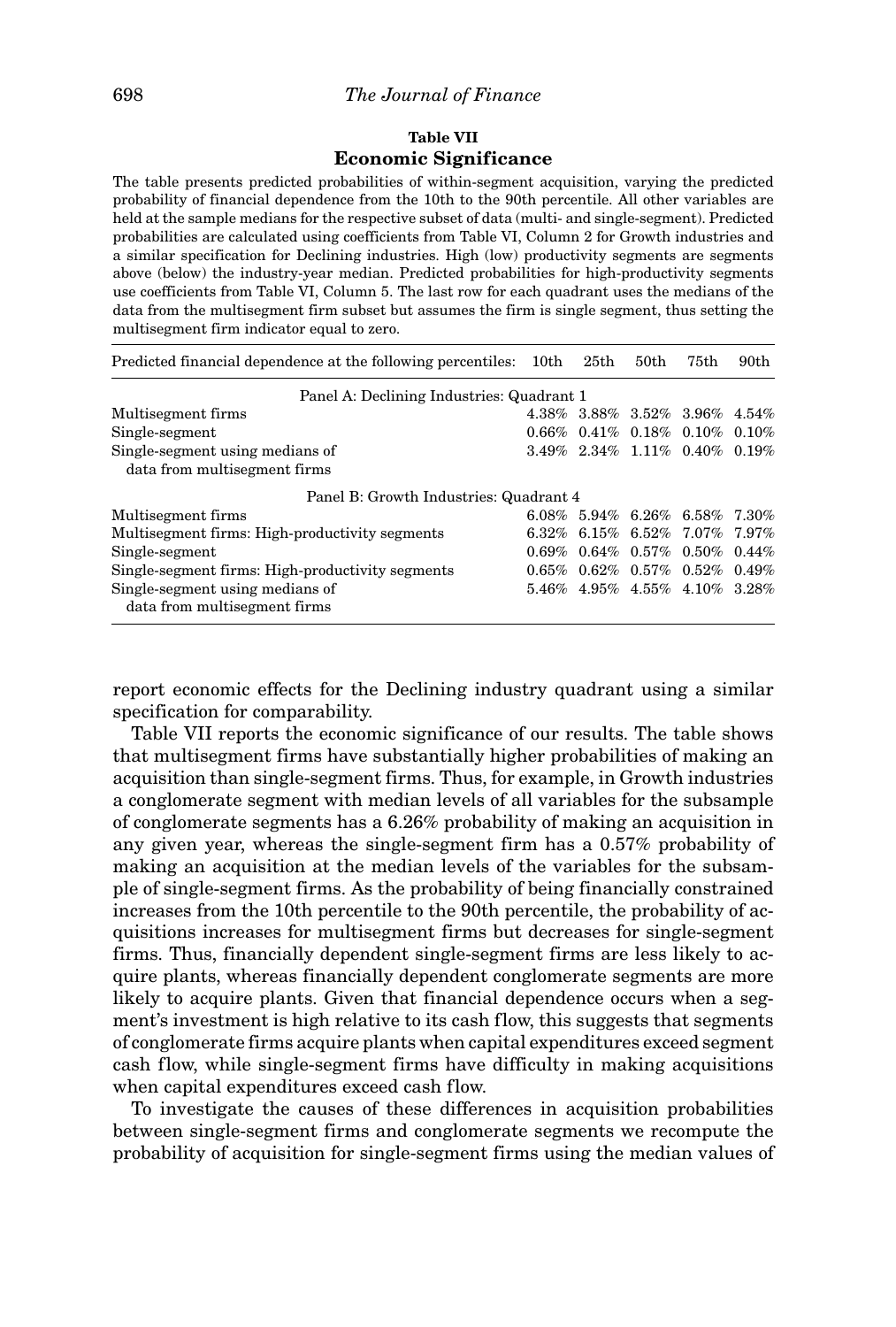**Table VII**
**Economic Significance**

The table presents predicted probabilities of within-segment acquisition, varying the predicted probability of financial dependence from the 10th to the 90th percentile. All other variables are held at the sample medians for the respective subset of data (multi- and single-segment). Predicted probabilities are calculated using coefficients from Table VI, Column 2 for Growth industries and a similar specification for Declining industries. High (low) productivity segments are segments above (below) the industry-year median. Predicted probabilities for high-productivity segments use coefficients from Table VI, Column 5. The last row for each quadrant uses the medians of the data from the multisegment firm subset but assumes the firm is single segment, thus setting the multisegment firm indicator equal to zero.

| Predicted financial dependence at the following percentiles: | 10th | 25th | 50th | 75th | 90th |
|---|---|---|---|---|---|
| Panel A: Declining Industries: Quadrant 1 | | | | | |
| Multisegment firms | 4.38% | 3.88% | 3.52% | 3.96% | 4.54% |
| Single-segment | 0.66% | 0.41% | 0.18% | 0.10% | 0.10% |
| Single-segment using medians of data from multisegment firms | 3.49% | 2.34% | 1.11% | 0.40% | 0.19% |
| Panel B: Growth Industries: Quadrant 4 | | | | | |
| Multisegment firms | 6.08% | 5.94% | 6.26% | 6.58% | 7.30% |
| Multisegment firms: High-productivity segments | 6.32% | 6.15% | 6.52% | 7.07% | 7.97% |
| Single-segment | 0.69% | 0.64% | 0.57% | 0.50% | 0.44% |
| Single-segment firms: High-productivity segments | 0.65% | 0.62% | 0.57% | 0.52% | 0.49% |
| Single-segment using medians of data from multisegment firms | 5.46% | 4.95% | 4.55% | 4.10% | 3.28% |

report economic effects for the Declining industry quadrant using a similar specification for comparability.

Table VII reports the economic significance of our results. The table shows that multisegment firms have substantially higher probabilities of making an acquisition than single-segment firms. Thus, for example, in Growth industries a conglomerate segment with median levels of all variables for the subsample of conglomerate segments has a 6.26% probability of making an acquisition in any given year, whereas the single-segment firm has a 0.57% probability of making an acquisition at the median levels of the variables for the subsample of single-segment firms. As the probability of being financially constrained increases from the 10th percentile to the 90th percentile, the probability of acquisitions increases for multisegment firms but decreases for single-segment firms. Thus, financially dependent single-segment firms are less likely to acquire plants, whereas financially dependent conglomerate segments are more likely to acquire plants. Given that financial dependence occurs when a segment's investment is high relative to its cash flow, this suggests that segments of conglomerate firms acquire plants when capital expenditures exceed segment cash flow, while single-segment firms have difficulty in making acquisitions when capital expenditures exceed cash flow.

To investigate the causes of these differences in acquisition probabilities between single-segment firms and conglomerate segments we recompute the probability of acquisition for single-segment firms using the median values of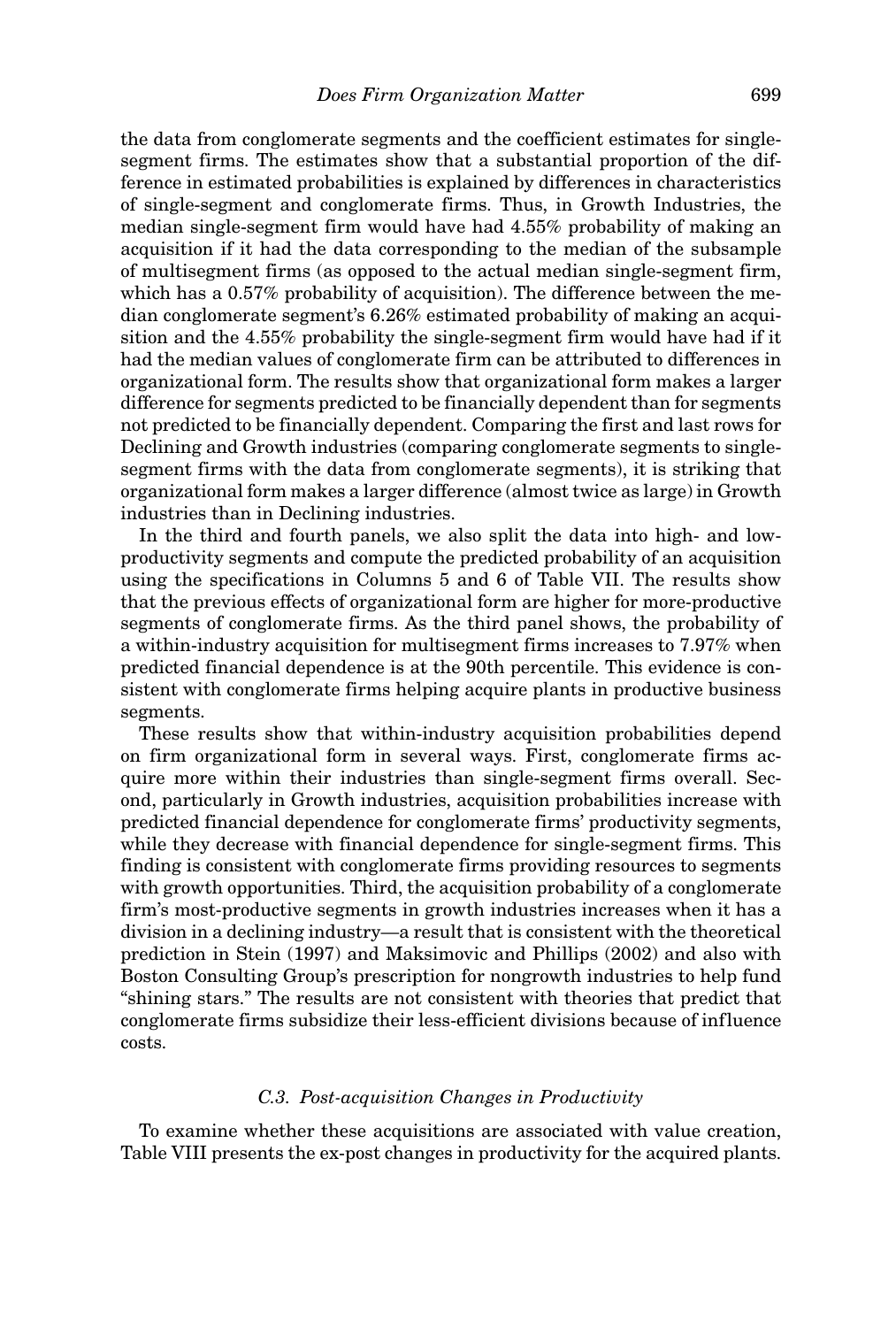the data from conglomerate segments and the coefficient estimates for single-segment firms. The estimates show that a substantial proportion of the difference in estimated probabilities is explained by differences in characteristics of single-segment and conglomerate firms. Thus, in Growth Industries, the median single-segment firm would have had 4.55% probability of making an acquisition if it had the data corresponding to the median of the subsample of multisegment firms (as opposed to the actual median single-segment firm, which has a 0.57% probability of acquisition). The difference between the median conglomerate segment's 6.26% estimated probability of making an acquisition and the 4.55% probability the single-segment firm would have had if it had the median values of conglomerate firm can be attributed to differences in organizational form. The results show that organizational form makes a larger difference for segments predicted to be financially dependent than for segments not predicted to be financially dependent. Comparing the first and last rows for Declining and Growth industries (comparing conglomerate segments to single-segment firms with the data from conglomerate segments), it is striking that organizational form makes a larger difference (almost twice as large) in Growth industries than in Declining industries.

In the third and fourth panels, we also split the data into high- and low-productivity segments and compute the predicted probability of an acquisition using the specifications in Columns 5 and 6 of Table VII. The results show that the previous effects of organizational form are higher for more-productive segments of conglomerate firms. As the third panel shows, the probability of a within-industry acquisition for multisegment firms increases to 7.97% when predicted financial dependence is at the 90th percentile. This evidence is consistent with conglomerate firms helping acquire plants in productive business segments.

These results show that within-industry acquisition probabilities depend on firm organizational form in several ways. First, conglomerate firms acquire more within their industries than single-segment firms overall. Second, particularly in Growth industries, acquisition probabilities increase with predicted financial dependence for conglomerate firms' productivity segments, while they decrease with financial dependence for single-segment firms. This finding is consistent with conglomerate firms providing resources to segments with growth opportunities. Third, the acquisition probability of a conglomerate firm's most-productive segments in growth industries increases when it has a division in a declining industry—a result that is consistent with the theoretical prediction in Stein (1997) and Maksimovic and Phillips (2002) and also with Boston Consulting Group's prescription for nongrowth industries to help fund "shining stars." The results are not consistent with theories that predict that conglomerate firms subsidize their less-efficient divisions because of influence costs.

### C.3. Post-acquisition Changes in Productivity

To examine whether these acquisitions are associated with value creation, Table VIII presents the ex-post changes in productivity for the acquired plants.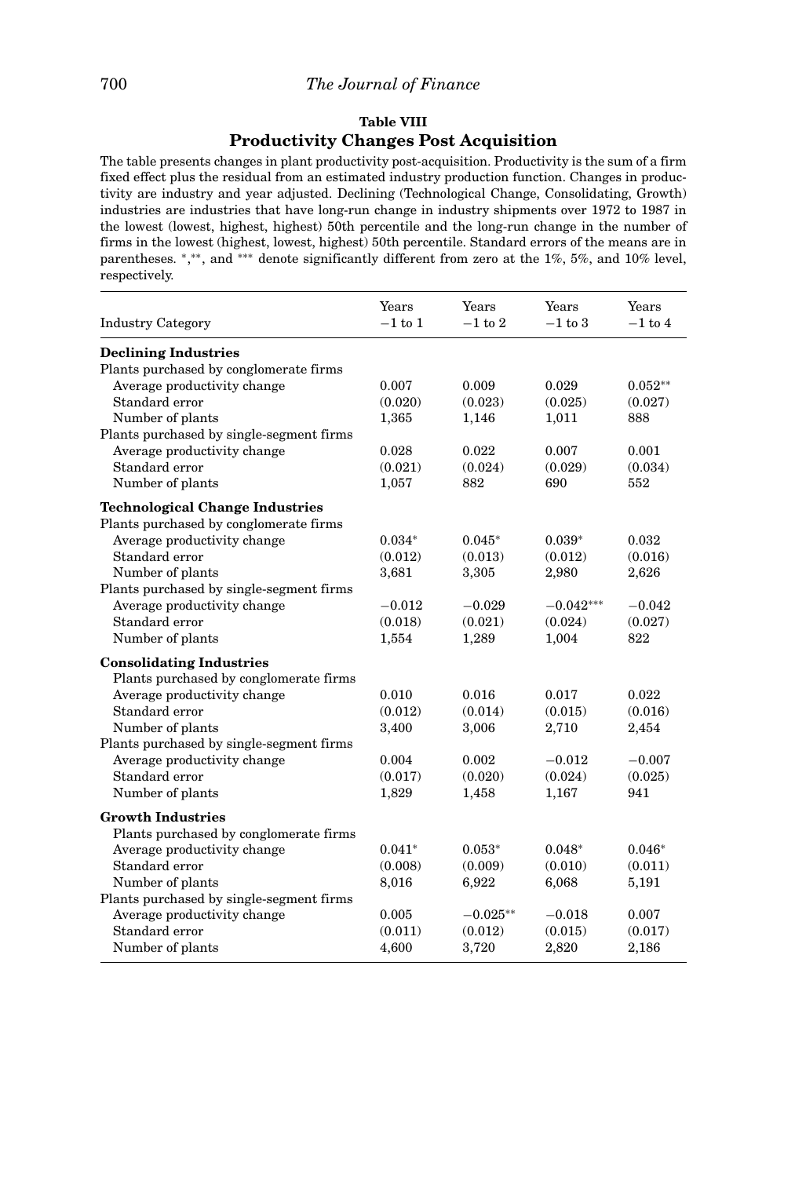**Table VIII**

**Productivity Changes Post Acquisition**

The table presents changes in plant productivity post-acquisition. Productivity is the sum of a firm fixed effect plus the residual from an estimated industry production function. Changes in productivity are industry and year adjusted. Declining (Technological Change, Consolidating, Growth) industries are industries that have long-run change in industry shipments over 1972 to 1987 in the lowest (lowest, highest, highest) 50th percentile and the long-run change in the number of firms in the lowest (highest, lowest, highest) 50th percentile. Standard errors of the means are in parentheses. *,**, and *** denote significantly different from zero at the 1%, 5%, and 10% level, respectively.

| Industry Category | Years −1 to 1 | Years −1 to 2 | Years −1 to 3 | Years −1 to 4 |
|---|---|---|---|---|
| **Declining Industries** | | | | |
| Plants purchased by conglomerate firms | | | | |
| Average productivity change | 0.007 | 0.009 | 0.029 | 0.052** |
| Standard error | (0.020) | (0.023) | (0.025) | (0.027) |
| Number of plants | 1,365 | 1,146 | 1,011 | 888 |
| Plants purchased by single-segment firms | | | | |
| Average productivity change | 0.028 | 0.022 | 0.007 | 0.001 |
| Standard error | (0.021) | (0.024) | (0.029) | (0.034) |
| Number of plants | 1,057 | 882 | 690 | 552 |
| **Technological Change Industries** | | | | |
| Plants purchased by conglomerate firms | | | | |
| Average productivity change | 0.034* | 0.045* | 0.039* | 0.032 |
| Standard error | (0.012) | (0.013) | (0.012) | (0.016) |
| Number of plants | 3,681 | 3,305 | 2,980 | 2,626 |
| Plants purchased by single-segment firms | | | | |
| Average productivity change | −0.012 | −0.029 | −0.042*** | −0.042 |
| Standard error | (0.018) | (0.021) | (0.024) | (0.027) |
| Number of plants | 1,554 | 1,289 | 1,004 | 822 |
| **Consolidating Industries** | | | | |
| Plants purchased by conglomerate firms | | | | |
| Average productivity change | 0.010 | 0.016 | 0.017 | 0.022 |
| Standard error | (0.012) | (0.014) | (0.015) | (0.016) |
| Number of plants | 3,400 | 3,006 | 2,710 | 2,454 |
| Plants purchased by single-segment firms | | | | |
| Average productivity change | 0.004 | 0.002 | −0.012 | −0.007 |
| Standard error | (0.017) | (0.020) | (0.024) | (0.025) |
| Number of plants | 1,829 | 1,458 | 1,167 | 941 |
| **Growth Industries** | | | | |
| Plants purchased by conglomerate firms | | | | |
| Average productivity change | 0.041* | 0.053* | 0.048* | 0.046* |
| Standard error | (0.008) | (0.009) | (0.010) | (0.011) |
| Number of plants | 8,016 | 6,922 | 6,068 | 5,191 |
| Plants purchased by single-segment firms | | | | |
| Average productivity change | 0.005 | −0.025** | −0.018 | 0.007 |
| Standard error | (0.011) | (0.012) | (0.015) | (0.017) |
| Number of plants | 4,600 | 3,720 | 2,820 | 2,186 |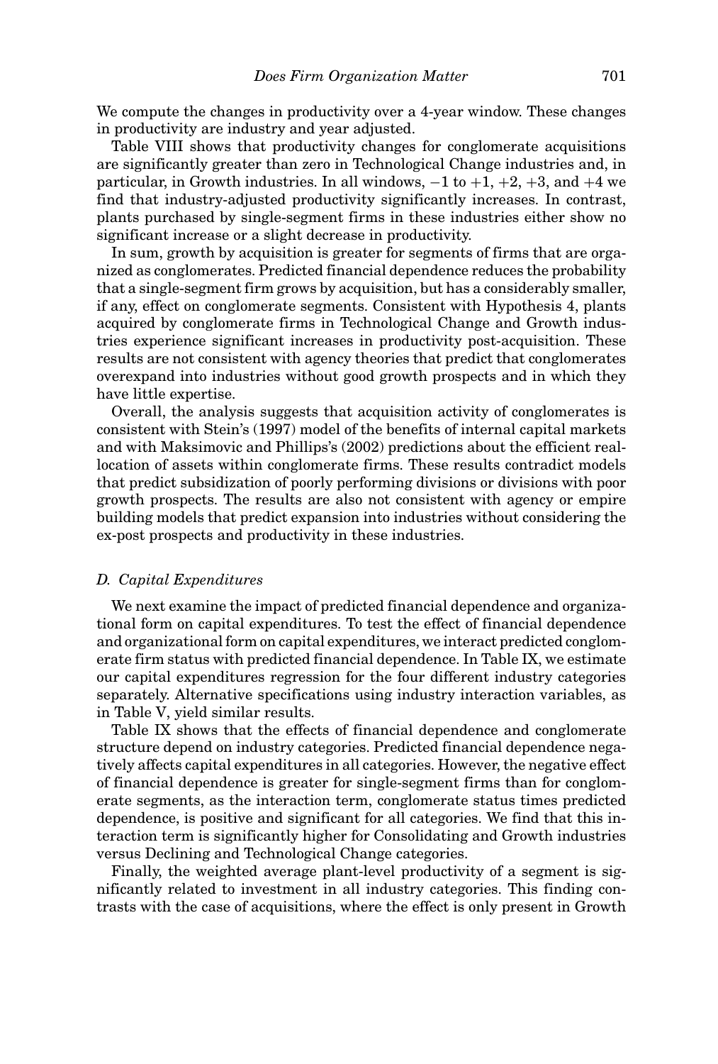We compute the changes in productivity over a 4-year window. These changes in productivity are industry and year adjusted.

Table VIII shows that productivity changes for conglomerate acquisitions are significantly greater than zero in Technological Change industries and, in particular, in Growth industries. In all windows, $-1$ to $+1$, $+2$, $+3$, and $+4$ we find that industry-adjusted productivity significantly increases. In contrast, plants purchased by single-segment firms in these industries either show no significant increase or a slight decrease in productivity.

In sum, growth by acquisition is greater for segments of firms that are organized as conglomerates. Predicted financial dependence reduces the probability that a single-segment firm grows by acquisition, but has a considerably smaller, if any, effect on conglomerate segments. Consistent with Hypothesis 4, plants acquired by conglomerate firms in Technological Change and Growth industries experience significant increases in productivity post-acquisition. These results are not consistent with agency theories that predict that conglomerates overexpand into industries without good growth prospects and in which they have little expertise.

Overall, the analysis suggests that acquisition activity of conglomerates is consistent with Stein's (1997) model of the benefits of internal capital markets and with Maksimovic and Phillips's (2002) predictions about the efficient reallocation of assets within conglomerate firms. These results contradict models that predict subsidization of poorly performing divisions or divisions with poor growth prospects. The results are also not consistent with agency or empire building models that predict expansion into industries without considering the ex-post prospects and productivity in these industries.

### *D. Capital Expenditures*

We next examine the impact of predicted financial dependence and organizational form on capital expenditures. To test the effect of financial dependence and organizational form on capital expenditures, we interact predicted conglomerate firm status with predicted financial dependence. In Table IX, we estimate our capital expenditures regression for the four different industry categories separately. Alternative specifications using industry interaction variables, as in Table V, yield similar results.

Table IX shows that the effects of financial dependence and conglomerate structure depend on industry categories. Predicted financial dependence negatively affects capital expenditures in all categories. However, the negative effect of financial dependence is greater for single-segment firms than for conglomerate segments, as the interaction term, conglomerate status times predicted dependence, is positive and significant for all categories. We find that this interaction term is significantly higher for Consolidating and Growth industries versus Declining and Technological Change categories.

Finally, the weighted average plant-level productivity of a segment is significantly related to investment in all industry categories. This finding contrasts with the case of acquisitions, where the effect is only present in Growth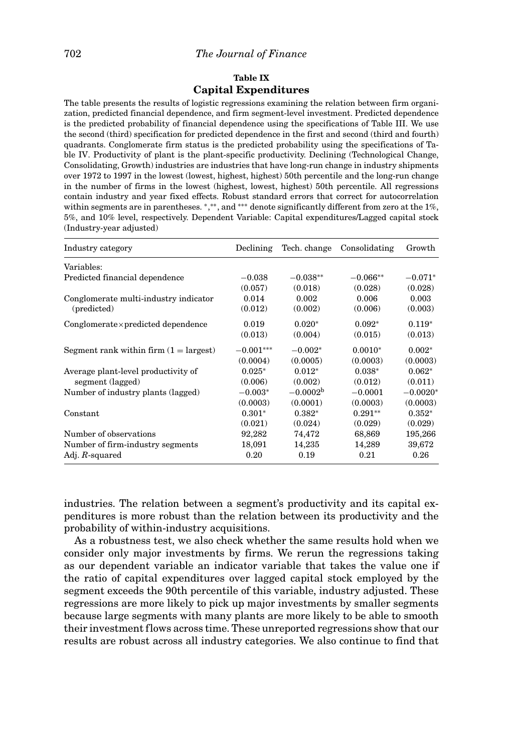**Table IX**

**Capital Expenditures**

The table presents the results of logistic regressions examining the relation between firm organization, predicted financial dependence, and firm segment-level investment. Predicted dependence is the predicted probability of financial dependence using the specifications of Table III. We use the second (third) specification for predicted dependence in the first and second (third and fourth) quadrants. Conglomerate firm status is the predicted probability using the specifications of Table IV. Productivity of plant is the plant-specific productivity. Declining (Technological Change, Consolidating, Growth) industries are industries that have long-run change in industry shipments over 1972 to 1997 in the lowest (lowest, highest, highest) 50th percentile and the long-run change in the number of firms in the lowest (highest, lowest, highest) 50th percentile. All regressions contain industry and year fixed effects. Robust standard errors that correct for autocorrelation within segments are in parentheses. *,**, and *** denote significantly different from zero at the 1%, 5%, and 10% level, respectively. Dependent Variable: Capital expenditures/Lagged capital stock (Industry-year adjusted)

| Industry category | Declining | Tech. change | Consolidating | Growth |
|---|---|---|---|---|
| Variables: | | | | |
| Predicted financial dependence | −0.038 | −0.038** | −0.066** | −0.071* |
| | (0.057) | (0.018) | (0.028) | (0.028) |
| Conglomerate multi-industry indicator (predicted) | 0.014 | 0.002 | 0.006 | 0.003 |
| | (0.012) | (0.002) | (0.006) | (0.003) |
| Conglomerate×predicted dependence | 0.019 | 0.020* | 0.092* | 0.119* |
| | (0.013) | (0.004) | (0.015) | (0.013) |
| Segment rank within firm (1 = largest) | −0.001*** | −0.002* | 0.0010* | 0.002* |
| | (0.0004) | (0.0005) | (0.0003) | (0.0003) |
| Average plant-level productivity of segment (lagged) | 0.025* | 0.012* | 0.038* | 0.062* |
| | (0.006) | (0.002) | (0.012) | (0.011) |
| Number of industry plants (lagged) | −0.003* | −0.0002[b] | −0.0001 | −0.0020* |
| | (0.0003) | (0.0001) | (0.0003) | (0.0003) |
| Constant | 0.301* | 0.382* | 0.291** | 0.352* |
| | (0.021) | (0.024) | (0.029) | (0.029) |
| Number of observations | 92,282 | 74,472 | 68,869 | 195,266 |
| Number of firm-industry segments | 18,091 | 14,235 | 14,289 | 39,672 |
| Adj. $R$-squared | 0.20 | 0.19 | 0.21 | 0.26 |

industries. The relation between a segment's productivity and its capital expenditures is more robust than the relation between its productivity and the probability of within-industry acquisitions.

As a robustness test, we also check whether the same results hold when we consider only major investments by firms. We rerun the regressions taking as our dependent variable an indicator variable that takes the value one if the ratio of capital expenditures over lagged capital stock employed by the segment exceeds the 90th percentile of this variable, industry adjusted. These regressions are more likely to pick up major investments by smaller segments because large segments with many plants are more likely to be able to smooth their investment flows across time. These unreported regressions show that our results are robust across all industry categories. We also continue to find that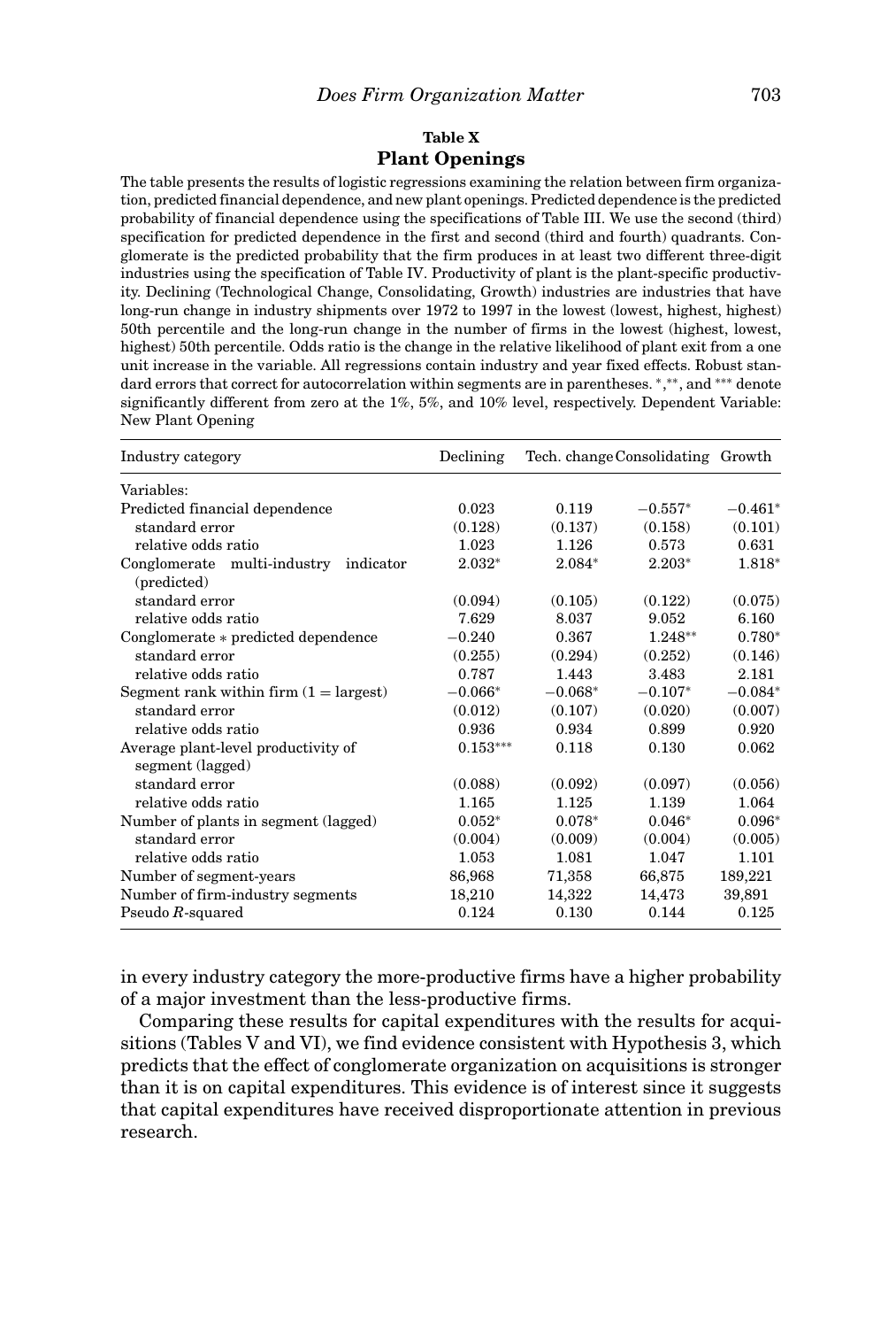**Table X**

## Plant Openings

The table presents the results of logistic regressions examining the relation between firm organization, predicted financial dependence, and new plant openings. Predicted dependence is the predicted probability of financial dependence using the specifications of Table III. We use the second (third) specification for predicted dependence in the first and second (third and fourth) quadrants. Conglomerate is the predicted probability that the firm produces in at least two different three-digit industries using the specification of Table IV. Productivity of plant is the plant-specific productivity. Declining (Technological Change, Consolidating, Growth) industries are industries that have long-run change in industry shipments over 1972 to 1997 in the lowest (lowest, highest, highest) 50th percentile and the long-run change in the number of firms in the lowest (highest, lowest, highest) 50th percentile. Odds ratio is the change in the relative likelihood of plant exit from a one unit increase in the variable. All regressions contain industry and year fixed effects. Robust standard errors that correct for autocorrelation within segments are in parentheses. *,**, and *** denote significantly different from zero at the 1%, 5%, and 10% level, respectively. Dependent Variable: New Plant Opening

| Industry category | Declining | Tech. change | Consolidating | Growth |
|---|---|---|---|---|
| Variables: | | | | |
| Predicted financial dependence | 0.023 | 0.119 | −0.557* | −0.461* |
| standard error | (0.128) | (0.137) | (0.158) | (0.101) |
| relative odds ratio | 1.023 | 1.126 | 0.573 | 0.631 |
| Conglomerate multi-industry indicator (predicted) | 2.032* | 2.084* | 2.203* | 1.818* |
| standard error | (0.094) | (0.105) | (0.122) | (0.075) |
| relative odds ratio | 7.629 | 8.037 | 9.052 | 6.160 |
| Conglomerate * predicted dependence | −0.240 | 0.367 | 1.248** | 0.780* |
| standard error | (0.255) | (0.294) | (0.252) | (0.146) |
| relative odds ratio | 0.787 | 1.443 | 3.483 | 2.181 |
| Segment rank within firm (1 = largest) | −0.066* | −0.068* | −0.107* | −0.084* |
| standard error | (0.012) | (0.107) | (0.020) | (0.007) |
| relative odds ratio | 0.936 | 0.934 | 0.899 | 0.920 |
| Average plant-level productivity of segment (lagged) | 0.153*** | 0.118 | 0.130 | 0.062 |
| standard error | (0.088) | (0.092) | (0.097) | (0.056) |
| relative odds ratio | 1.165 | 1.125 | 1.139 | 1.064 |
| Number of plants in segment (lagged) | 0.052* | 0.078* | 0.046* | 0.096* |
| standard error | (0.004) | (0.009) | (0.004) | (0.005) |
| relative odds ratio | 1.053 | 1.081 | 1.047 | 1.101 |
| Number of segment-years | 86,968 | 71,358 | 66,875 | 189,221 |
| Number of firm-industry segments | 18,210 | 14,322 | 14,473 | 39,891 |
| Pseudo $R$-squared | 0.124 | 0.130 | 0.144 | 0.125 |

in every industry category the more-productive firms have a higher probability of a major investment than the less-productive firms.

Comparing these results for capital expenditures with the results for acquisitions (Tables V and VI), we find evidence consistent with Hypothesis 3, which predicts that the effect of conglomerate organization on acquisitions is stronger than it is on capital expenditures. This evidence is of interest since it suggests that capital expenditures have received disproportionate attention in previous research.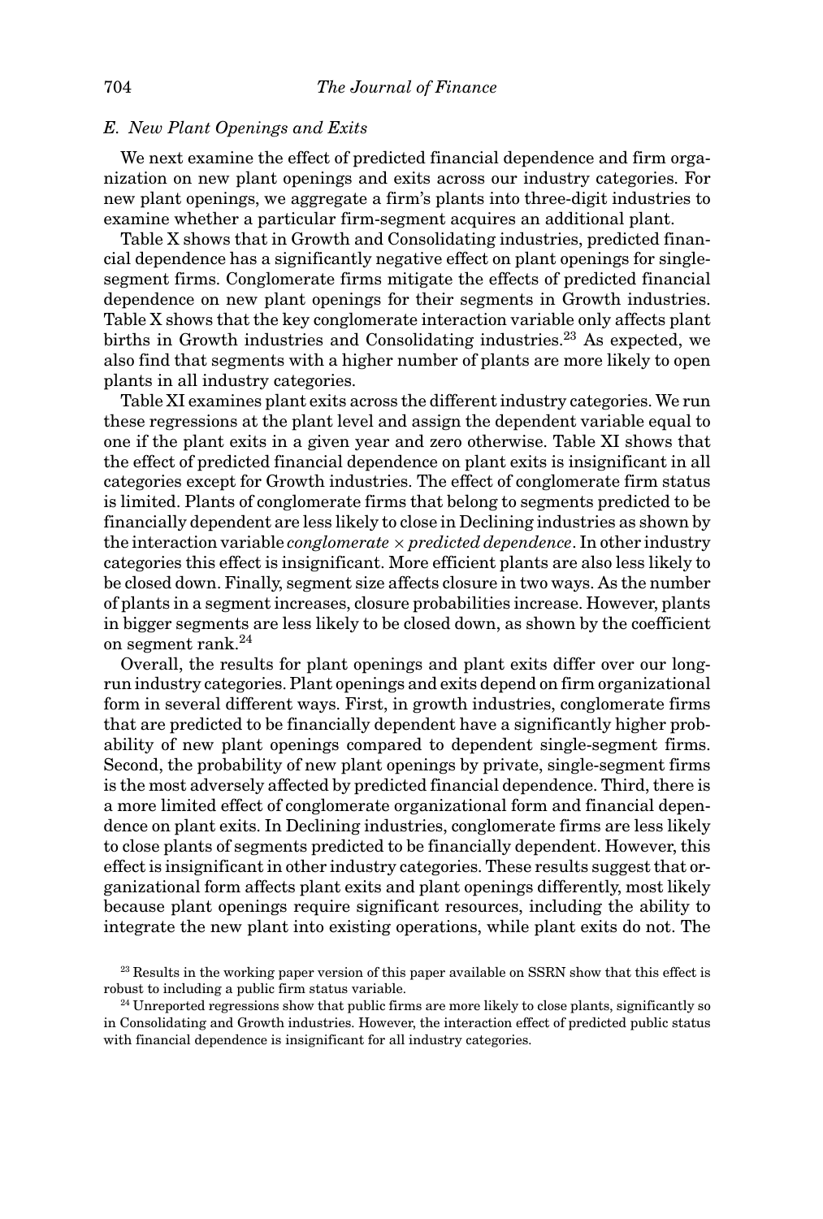### E. New Plant Openings and Exits

We next examine the effect of predicted financial dependence and firm organization on new plant openings and exits across our industry categories. For new plant openings, we aggregate a firm's plants into three-digit industries to examine whether a particular firm-segment acquires an additional plant.

Table X shows that in Growth and Consolidating industries, predicted financial dependence has a significantly negative effect on plant openings for single-segment firms. Conglomerate firms mitigate the effects of predicted financial dependence on new plant openings for their segments in Growth industries. Table X shows that the key conglomerate interaction variable only affects plant births in Growth industries and Consolidating industries.[23] As expected, we also find that segments with a higher number of plants are more likely to open plants in all industry categories.

Table XI examines plant exits across the different industry categories. We run these regressions at the plant level and assign the dependent variable equal to one if the plant exits in a given year and zero otherwise. Table XI shows that the effect of predicted financial dependence on plant exits is insignificant in all categories except for Growth industries. The effect of conglomerate firm status is limited. Plants of conglomerate firms that belong to segments predicted to be financially dependent are less likely to close in Declining industries as shown by the interaction variable *conglomerate × predicted dependence*. In other industry categories this effect is insignificant. More efficient plants are also less likely to be closed down. Finally, segment size affects closure in two ways. As the number of plants in a segment increases, closure probabilities increase. However, plants in bigger segments are less likely to be closed down, as shown by the coefficient on segment rank.[24]

Overall, the results for plant openings and plant exits differ over our long-run industry categories. Plant openings and exits depend on firm organizational form in several different ways. First, in growth industries, conglomerate firms that are predicted to be financially dependent have a significantly higher probability of new plant openings compared to dependent single-segment firms. Second, the probability of new plant openings by private, single-segment firms is the most adversely affected by predicted financial dependence. Third, there is a more limited effect of conglomerate organizational form and financial dependence on plant exits. In Declining industries, conglomerate firms are less likely to close plants of segments predicted to be financially dependent. However, this effect is insignificant in other industry categories. These results suggest that organizational form affects plant exits and plant openings differently, most likely because plant openings require significant resources, including the ability to integrate the new plant into existing operations, while plant exits do not. The

[23] Results in the working paper version of this paper available on SSRN show that this effect is robust to including a public firm status variable.

[24] Unreported regressions show that public firms are more likely to close plants, significantly so in Consolidating and Growth industries. However, the interaction effect of predicted public status with financial dependence is insignificant for all industry categories.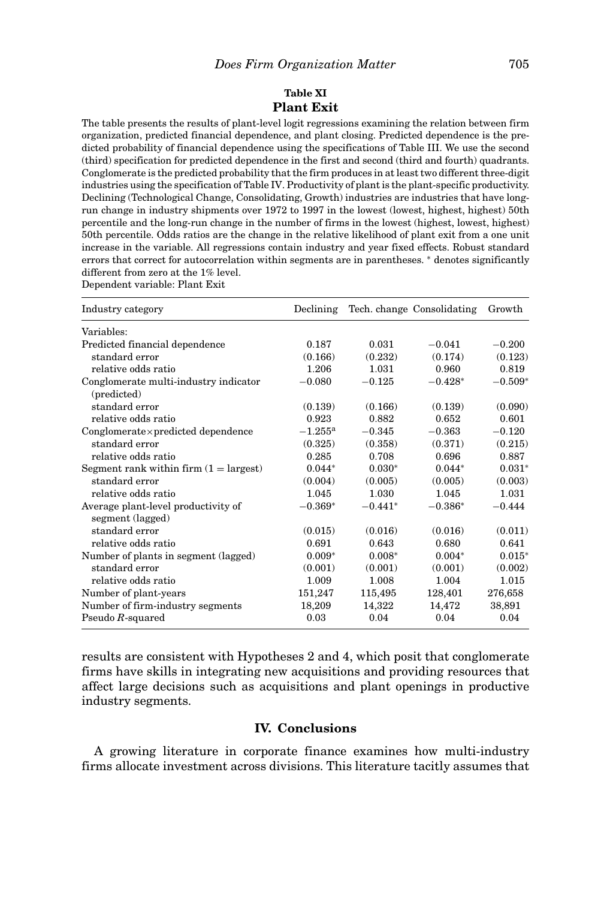**Table XI**

**Plant Exit**

The table presents the results of plant-level logit regressions examining the relation between firm organization, predicted financial dependence, and plant closing. Predicted dependence is the predicted probability of financial dependence using the specifications of Table III. We use the second (third) specification for predicted dependence in the first and second (third and fourth) quadrants. Conglomerate is the predicted probability that the firm produces in at least two different three-digit industries using the specification of Table IV. Productivity of plant is the plant-specific productivity. Declining (Technological Change, Consolidating, Growth) industries are industries that have long-run change in industry shipments over 1972 to 1997 in the lowest (lowest, highest, highest) 50th percentile and the long-run change in the number of firms in the lowest (highest, lowest, highest) 50th percentile. Odds ratios are the change in the relative likelihood of plant exit from a one unit increase in the variable. All regressions contain industry and year fixed effects. Robust standard errors that correct for autocorrelation within segments are in parentheses. * denotes significantly different from zero at the 1% level.

Dependent variable: Plant Exit

| Industry category | Declining | Tech. change | Consolidating | Growth |
|---|---|---|---|---|
| Variables: | | | | |
| Predicted financial dependence | 0.187 | 0.031 | −0.041 | −0.200 |
| standard error | (0.166) | (0.232) | (0.174) | (0.123) |
| relative odds ratio | 1.206 | 1.031 | 0.960 | 0.819 |
| Conglomerate multi-industry indicator (predicted) | −0.080 | −0.125 | −0.428* | −0.509* |
| standard error | (0.139) | (0.166) | (0.139) | (0.090) |
| relative odds ratio | 0.923 | 0.882 | 0.652 | 0.601 |
| Conglomerate×predicted dependence | −1.255[a] | −0.345 | −0.363 | −0.120 |
| standard error | (0.325) | (0.358) | (0.371) | (0.215) |
| relative odds ratio | 0.285 | 0.708 | 0.696 | 0.887 |
| Segment rank within firm (1 = largest) | 0.044* | 0.030* | 0.044* | 0.031* |
| standard error | (0.004) | (0.005) | (0.005) | (0.003) |
| relative odds ratio | 1.045 | 1.030 | 1.045 | 1.031 |
| Average plant-level productivity of segment (lagged) | −0.369* | −0.441* | −0.386* | −0.444 |
| standard error | (0.015) | (0.016) | (0.016) | (0.011) |
| relative odds ratio | 0.691 | 0.643 | 0.680 | 0.641 |
| Number of plants in segment (lagged) | 0.009* | 0.008* | 0.004* | 0.015* |
| standard error | (0.001) | (0.001) | (0.001) | (0.002) |
| relative odds ratio | 1.009 | 1.008 | 1.004 | 1.015 |
| Number of plant-years | 151,247 | 115,495 | 128,401 | 276,658 |
| Number of firm-industry segments | 18,209 | 14,322 | 14,472 | 38,891 |
| Pseudo $R$-squared | 0.03 | 0.04 | 0.04 | 0.04 |

results are consistent with Hypotheses 2 and 4, which posit that conglomerate firms have skills in integrating new acquisitions and providing resources that affect large decisions such as acquisitions and plant openings in productive industry segments.

## IV. Conclusions

A growing literature in corporate finance examines how multi-industry firms allocate investment across divisions. This literature tacitly assumes that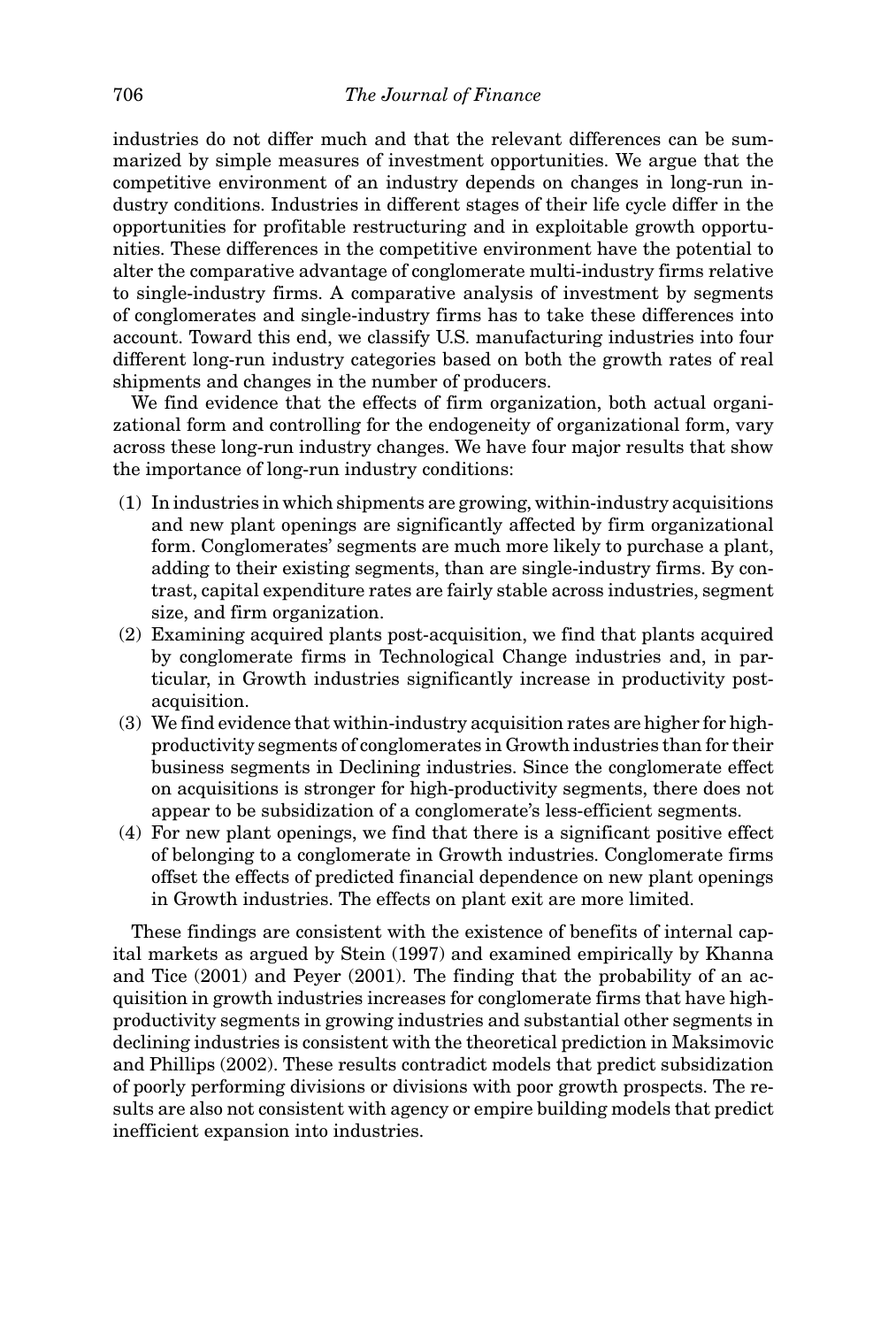industries do not differ much and that the relevant differences can be summarized by simple measures of investment opportunities. We argue that the competitive environment of an industry depends on changes in long-run industry conditions. Industries in different stages of their life cycle differ in the opportunities for profitable restructuring and in exploitable growth opportunities. These differences in the competitive environment have the potential to alter the comparative advantage of conglomerate multi-industry firms relative to single-industry firms. A comparative analysis of investment by segments of conglomerates and single-industry firms has to take these differences into account. Toward this end, we classify U.S. manufacturing industries into four different long-run industry categories based on both the growth rates of real shipments and changes in the number of producers.

We find evidence that the effects of firm organization, both actual organizational form and controlling for the endogeneity of organizational form, vary across these long-run industry changes. We have four major results that show the importance of long-run industry conditions:

(1) In industries in which shipments are growing, within-industry acquisitions and new plant openings are significantly affected by firm organizational form. Conglomerates' segments are much more likely to purchase a plant, adding to their existing segments, than are single-industry firms. By contrast, capital expenditure rates are fairly stable across industries, segment size, and firm organization.

(2) Examining acquired plants post-acquisition, we find that plants acquired by conglomerate firms in Technological Change industries and, in particular, in Growth industries significantly increase in productivity post-acquisition.

(3) We find evidence that within-industry acquisition rates are higher for high-productivity segments of conglomerates in Growth industries than for their business segments in Declining industries. Since the conglomerate effect on acquisitions is stronger for high-productivity segments, there does not appear to be subsidization of a conglomerate's less-efficient segments.

(4) For new plant openings, we find that there is a significant positive effect of belonging to a conglomerate in Growth industries. Conglomerate firms offset the effects of predicted financial dependence on new plant openings in Growth industries. The effects on plant exit are more limited.

These findings are consistent with the existence of benefits of internal capital markets as argued by Stein (1997) and examined empirically by Khanna and Tice (2001) and Peyer (2001). The finding that the probability of an acquisition in growth industries increases for conglomerate firms that have high-productivity segments in growing industries and substantial other segments in declining industries is consistent with the theoretical prediction in Maksimovic and Phillips (2002). These results contradict models that predict subsidization of poorly performing divisions or divisions with poor growth prospects. The results are also not consistent with agency or empire building models that predict inefficient expansion into industries.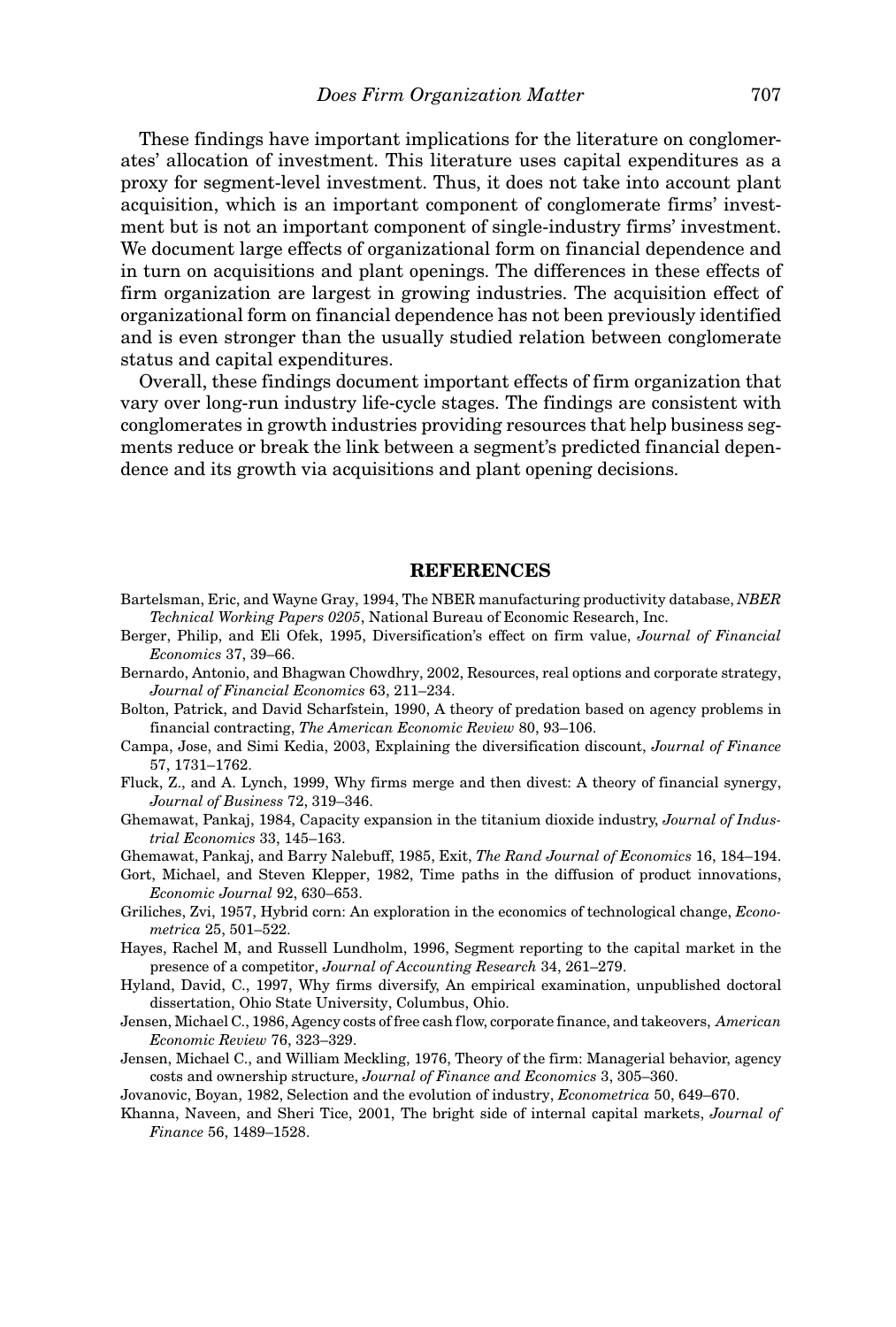These findings have important implications for the literature on conglomerates' allocation of investment. This literature uses capital expenditures as a proxy for segment-level investment. Thus, it does not take into account plant acquisition, which is an important component of conglomerate firms' investment but is not an important component of single-industry firms' investment. We document large effects of organizational form on financial dependence and in turn on acquisitions and plant openings. The differences in these effects of firm organization are largest in growing industries. The acquisition effect of organizational form on financial dependence has not been previously identified and is even stronger than the usually studied relation between conglomerate status and capital expenditures.

Overall, these findings document important effects of firm organization that vary over long-run industry life-cycle stages. The findings are consistent with conglomerates in growth industries providing resources that help business segments reduce or break the link between a segment's predicted financial dependence and its growth via acquisitions and plant opening decisions.

## REFERENCES

Bartelsman, Eric, and Wayne Gray, 1994, The NBER manufacturing productivity database, *NBER Technical Working Papers 0205*, National Bureau of Economic Research, Inc.

Berger, Philip, and Eli Ofek, 1995, Diversification's effect on firm value, *Journal of Financial Economics* 37, 39–66.

Bernardo, Antonio, and Bhagwan Chowdhry, 2002, Resources, real options and corporate strategy, *Journal of Financial Economics* 63, 211–234.

Bolton, Patrick, and David Scharfstein, 1990, A theory of predation based on agency problems in financial contracting, *The American Economic Review* 80, 93–106.

Campa, Jose, and Simi Kedia, 2003, Explaining the diversification discount, *Journal of Finance* 57, 1731–1762.

Fluck, Z., and A. Lynch, 1999, Why firms merge and then divest: A theory of financial synergy, *Journal of Business* 72, 319–346.

Ghemawat, Pankaj, 1984, Capacity expansion in the titanium dioxide industry, *Journal of Industrial Economics* 33, 145–163.

Ghemawat, Pankaj, and Barry Nalebuff, 1985, Exit, *The Rand Journal of Economics* 16, 184–194.

Gort, Michael, and Steven Klepper, 1982, Time paths in the diffusion of product innovations, *Economic Journal* 92, 630–653.

Griliches, Zvi, 1957, Hybrid corn: An exploration in the economics of technological change, *Econometrica* 25, 501–522.

Hayes, Rachel M, and Russell Lundholm, 1996, Segment reporting to the capital market in the presence of a competitor, *Journal of Accounting Research* 34, 261–279.

Hyland, David, C., 1997, Why firms diversify, An empirical examination, unpublished doctoral dissertation, Ohio State University, Columbus, Ohio.

Jensen, Michael C., 1986, Agency costs of free cash flow, corporate finance, and takeovers, *American Economic Review* 76, 323–329.

Jensen, Michael C., and William Meckling, 1976, Theory of the firm: Managerial behavior, agency costs and ownership structure, *Journal of Finance and Economics* 3, 305–360.

Jovanovic, Boyan, 1982, Selection and the evolution of industry, *Econometrica* 50, 649–670.

Khanna, Naveen, and Sheri Tice, 2001, The bright side of internal capital markets, *Journal of Finance* 56, 1489–1528.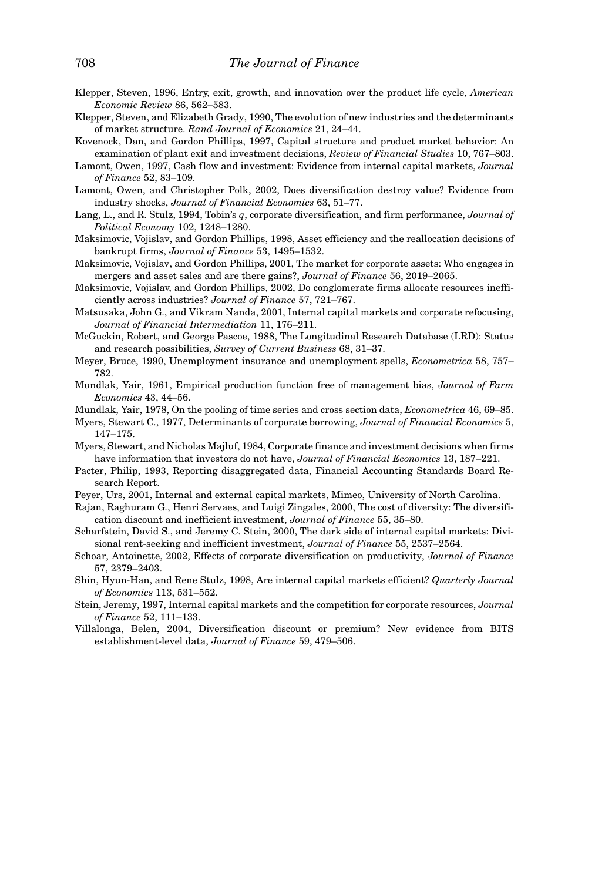Klepper, Steven, 1996, Entry, exit, growth, and innovation over the product life cycle, *American Economic Review* 86, 562–583.

Klepper, Steven, and Elizabeth Grady, 1990, The evolution of new industries and the determinants of market structure. *Rand Journal of Economics* 21, 24–44.

Kovenock, Dan, and Gordon Phillips, 1997, Capital structure and product market behavior: An examination of plant exit and investment decisions, *Review of Financial Studies* 10, 767–803.

Lamont, Owen, 1997, Cash flow and investment: Evidence from internal capital markets, *Journal of Finance* 52, 83–109.

Lamont, Owen, and Christopher Polk, 2002, Does diversification destroy value? Evidence from industry shocks, *Journal of Financial Economics* 63, 51–77.

Lang, L., and R. Stulz, 1994, Tobin's *q*, corporate diversification, and firm performance, *Journal of Political Economy* 102, 1248–1280.

Maksimovic, Vojislav, and Gordon Phillips, 1998, Asset efficiency and the reallocation decisions of bankrupt firms, *Journal of Finance* 53, 1495–1532.

Maksimovic, Vojislav, and Gordon Phillips, 2001, The market for corporate assets: Who engages in mergers and asset sales and are there gains?, *Journal of Finance* 56, 2019–2065.

Maksimovic, Vojislav, and Gordon Phillips, 2002, Do conglomerate firms allocate resources inefficiently across industries? *Journal of Finance* 57, 721–767.

Matsusaka, John G., and Vikram Nanda, 2001, Internal capital markets and corporate refocusing, *Journal of Financial Intermediation* 11, 176–211.

McGuckin, Robert, and George Pascoe, 1988, The Longitudinal Research Database (LRD): Status and research possibilities, *Survey of Current Business* 68, 31–37.

Meyer, Bruce, 1990, Unemployment insurance and unemployment spells, *Econometrica* 58, 757–782.

Mundlak, Yair, 1961, Empirical production function free of management bias, *Journal of Farm Economics* 43, 44–56.

Mundlak, Yair, 1978, On the pooling of time series and cross section data, *Econometrica* 46, 69–85.

Myers, Stewart C., 1977, Determinants of corporate borrowing, *Journal of Financial Economics* 5, 147–175.

Myers, Stewart, and Nicholas Majluf, 1984, Corporate finance and investment decisions when firms have information that investors do not have, *Journal of Financial Economics* 13, 187–221.

Pacter, Philip, 1993, Reporting disaggregated data, Financial Accounting Standards Board Research Report.

Peyer, Urs, 2001, Internal and external capital markets, Mimeo, University of North Carolina.

Rajan, Raghuram G., Henri Servaes, and Luigi Zingales, 2000, The cost of diversity: The diversification discount and inefficient investment, *Journal of Finance* 55, 35–80.

Scharfstein, David S., and Jeremy C. Stein, 2000, The dark side of internal capital markets: Divisional rent-seeking and inefficient investment, *Journal of Finance* 55, 2537–2564.

Schoar, Antoinette, 2002, Effects of corporate diversification on productivity, *Journal of Finance* 57, 2379–2403.

Shin, Hyun-Han, and Rene Stulz, 1998, Are internal capital markets efficient? *Quarterly Journal of Economics* 113, 531–552.

Stein, Jeremy, 1997, Internal capital markets and the competition for corporate resources, *Journal of Finance* 52, 111–133.

Villalonga, Belen, 2004, Diversification discount or premium? New evidence from BITS establishment-level data, *Journal of Finance* 59, 479–506.